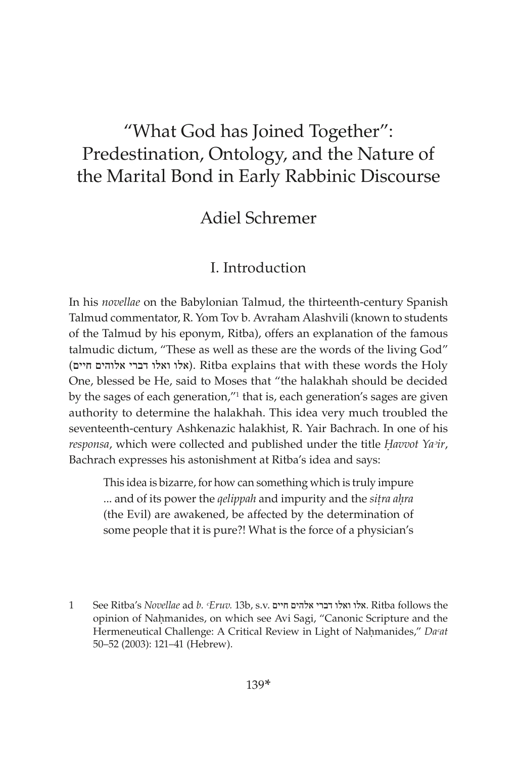# "What God has Joined Together": Predestination, Ontology, and the Nature of the Marital Bond in Early Rabbinic Discourse

Adiel Schremer

## I. Introduction

In his *novellae* on the Babylonian Talmud, the thirteenth-century Spanish Talmud commentator, R. Yom Tov b. Avraham Alashvili (known to students of the Talmud by his eponym, Ritba), offers an explanation of the famous talmudic dictum, "These as well as these are the words of the living God" (אלו ואלו דברי אלוהים חיים). Ritba explains that with these words the Holy One, blessed be He, said to Moses that "the halakhah should be decided by the sages of each generation,"[1] that is, each generation's sages are given authority to determine the halakhah. This idea very much troubled the seventeenth-century Ashkenazic halakhist, R. Yair Bachrach. In one of his *responsa*, which were collected and published under the title *Ḥavvot Yaᵓir*, Bachrach expresses his astonishment at Ritba's idea and says:

> This idea is bizarre, for how can something which is truly impure ... and of its power the *qelippah* and impurity and the *siṭra aḥra* (the Evil) are awakened, be affected by the determination of some people that it is pure?! What is the force of a physician's

1 See Ritba's *Novellae* ad *b. ᶜEruv.* 13b, s.v. אלו ואלו דברי אלהים חיים. Ritba follows the opinion of Naḥmanides, on which see Avi Sagi, "Canonic Scripture and the Hermeneutical Challenge: A Critical Review in Light of Naḥmanides," *Daᶜat* 50–52 (2003): 121–41 (Hebrew).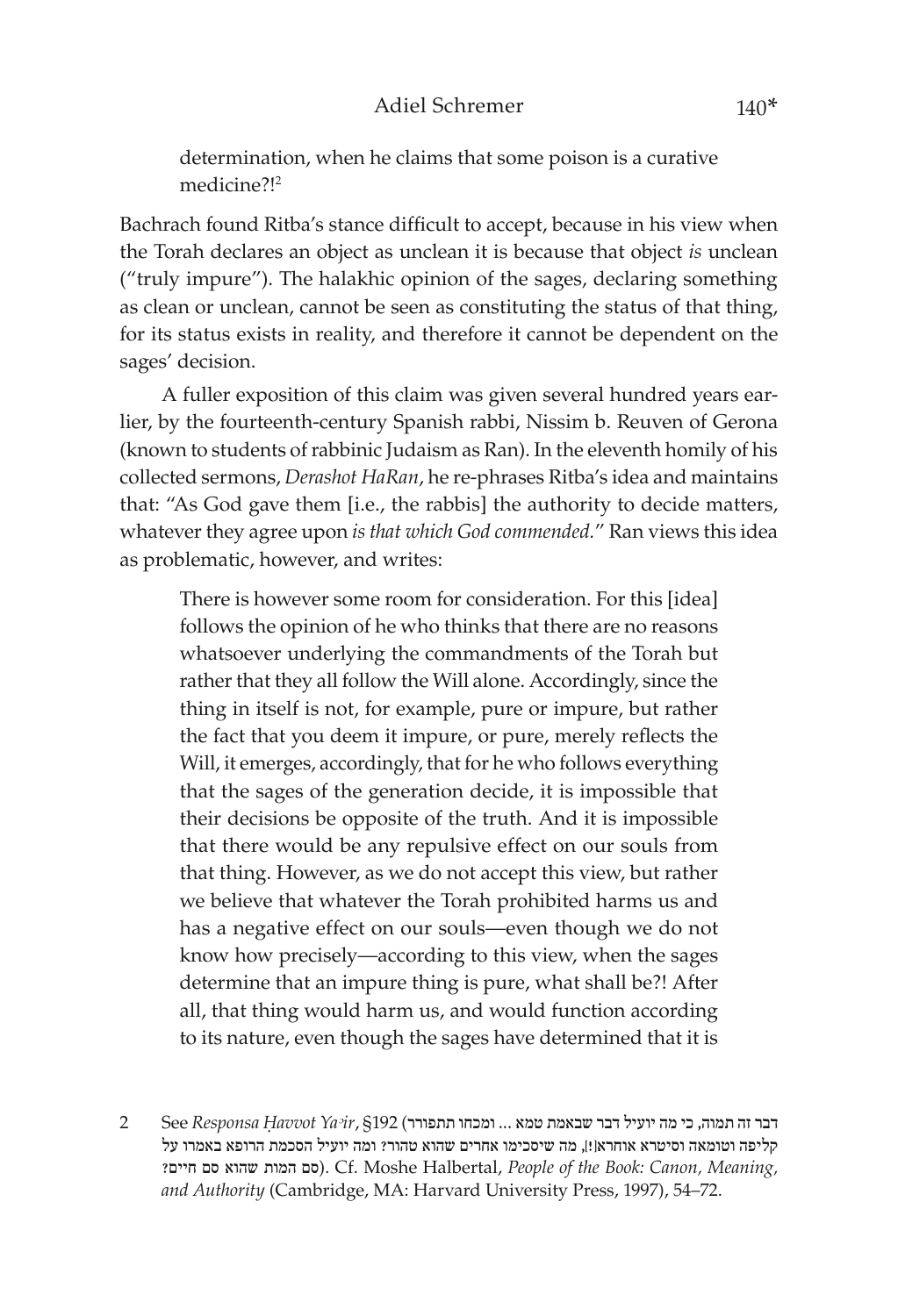determination, when he claims that some poison is a curative medicine?![2]

Bachrach found Ritba's stance difficult to accept, because in his view when the Torah declares an object as unclean it is because that object *is* unclean ("truly impure"). The halakhic opinion of the sages, declaring something as clean or unclean, cannot be seen as constituting the status of that thing, for its status exists in reality, and therefore it cannot be dependent on the sages' decision.

A fuller exposition of this claim was given several hundred years earlier, by the fourteenth-century Spanish rabbi, Nissim b. Reuven of Gerona (known to students of rabbinic Judaism as Ran). In the eleventh homily of his collected sermons, *Derashot HaRan*, he re-phrases Ritba's idea and maintains that: "As God gave them [i.e., the rabbis] the authority to decide matters, whatever they agree upon *is that which God commended*." Ran views this idea as problematic, however, and writes:

> There is however some room for consideration. For this [idea] follows the opinion of he who thinks that there are no reasons whatsoever underlying the commandments of the Torah but rather that they all follow the Will alone. Accordingly, since the thing in itself is not, for example, pure or impure, but rather the fact that you deem it impure, or pure, merely reflects the Will, it emerges, accordingly, that for he who follows everything that the sages of the generation decide, it is impossible that their decisions be opposite of the truth. And it is impossible that there would be any repulsive effect on our souls from that thing. However, as we do not accept this view, but rather we believe that whatever the Torah prohibited harms us and has a negative effect on our souls—even though we do not know how precisely—according to this view, when the sages determine that an impure thing is pure, what shall be?! After all, that thing would harm us, and would function according to its nature, even though the sages have determined that it is

2 See *Responsa Ḥavvot Ya'ir*, §192 (דבר זה תמוה, כי מה יועיל דבר שבאמת טמא ... ומכחו תתפורר קליפה וטומאה וסיטרא אוחרא[!], מה שיסכימו אחרים שהוא טהור? ומה יועיל הסכמת הרופא באמרו על סם המות שהוא סם חיים?). Cf. Moshe Halbertal, *People of the Book: Canon, Meaning, and Authority* (Cambridge, MA: Harvard University Press, 1997), 54–72.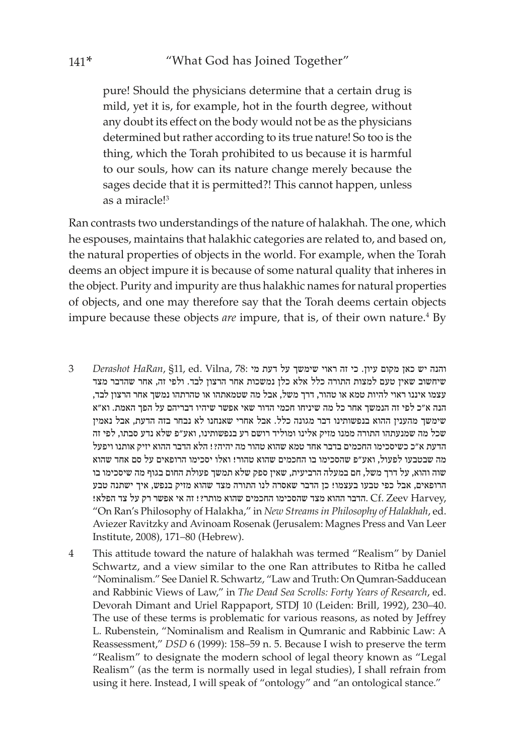pure! Should the physicians determine that a certain drug is mild, yet it is, for example, hot in the fourth degree, without any doubt its effect on the body would not be as the physicians determined but rather according to its true nature! So too is the thing, which the Torah prohibited to us because it is harmful to our souls, how can its nature change merely because the sages decide that it is permitted?! This cannot happen, unless as a miracle![3]

Ran contrasts two understandings of the nature of halakhah. The one, which he espouses, maintains that halakhic categories are related to, and based on, the natural properties of objects in the world. For example, when the Torah deems an object impure it is because of some natural quality that inheres in the object. Purity and impurity are thus halakhic names for natural properties of objects, and one may therefore say that the Torah deems certain objects impure because these objects *are* impure, that is, of their own nature.[4] By

3 *Derashot HaRan*, §11, ed. Vilna, 78: והנה יש כאן מקום עיון. כי זה ראוי שימשך על דעת מי שיחשוב שאין טעם למצות התורה כלל אלא כלן נמשכות אחר הרצון לבד. ולפי זה, אחר שהדבר מצד עצמו איננו ראוי להיות טמא או טהור, דרך משל, אבל מה שטמאתהו או טהרתהו נמשך אחר הרצון לבד, הנה א"כ לפי זה הנמשך אחר כל מה שיניחו חכמי הדור שאי אפשר שיהיו דבריהם על הפך האמת. וא"א שימשך מהענין ההוא בנפשותינו דבר מגונה כלל. אבל אחרי שאנחנו לא נבחר בזה הדעת, אבל נאמין שכל מה שמנעתהו התורה ממנו מזיק אלינו ומוליד רושם רע בנפשותינו, ואע"פ שלא נדע סבתו, לפי זה הדעת א"כ כשיסכימו החכמים בדבר אחד טמא שהוא טהור מה יהיה?! הלא הדבר ההוא יזיק אותנו ויפעל מה שבטבעו לפעול, ואע"פ שהסכימו בו החכמים שהוא טהור! ואלו יסכימו הרופאים על סם אחד שהוא שוה והוא, על דרך משל, חם במעלה הרביעית, שאין ספק שלא תמשך פעולת החום בגוף מה שיסכימו בו הרופאים, אבל כפי טבעו בעצמו! כן הדבר שאסרה לנו התורה מצד שהוא מזיק בנפש, איך ישתנה טבע הדבר ההוא מצד שהסכימו החכמים שהוא מותר?! זה אי אפשר רק על צד הפלא! Cf. Zeev Harvey, "On Ran's Philosophy of Halakha," in *New Streams in Philosophy of Halakhah*, ed. Aviezer Ravitzky and Avinoam Rosenak (Jerusalem: Magnes Press and Van Leer Institute, 2008), 171–80 (Hebrew).

4 This attitude toward the nature of halakhah was termed "Realism" by Daniel Schwartz, and a view similar to the one Ran attributes to Ritba he called "Nominalism." See Daniel R. Schwartz, "Law and Truth: On Qumran-Sadducean and Rabbinic Views of Law," in *The Dead Sea Scrolls: Forty Years of Research*, ed. Devorah Dimant and Uriel Rappaport, STDJ 10 (Leiden: Brill, 1992), 230–40. The use of these terms is problematic for various reasons, as noted by Jeffrey L. Rubenstein, "Nominalism and Realism in Qumranic and Rabbinic Law: A Reassessment," *DSD* 6 (1999): 158–59 n. 5. Because I wish to preserve the term "Realism" to designate the modern school of legal theory known as "Legal Realism" (as the term is normally used in legal studies), I shall refrain from using it here. Instead, I will speak of "ontology" and "an ontological stance."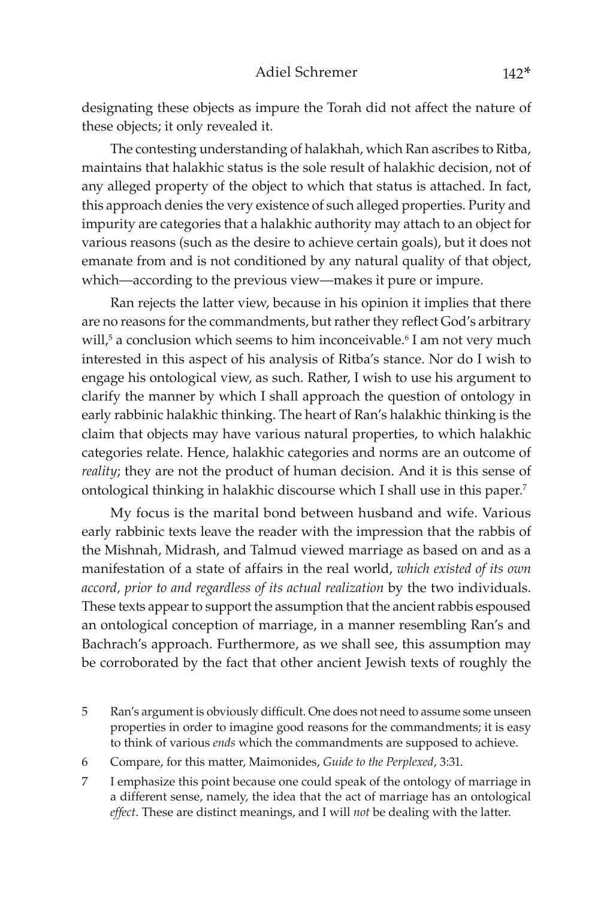designating these objects as impure the Torah did not affect the nature of these objects; it only revealed it.

The contesting understanding of halakhah, which Ran ascribes to Ritba, maintains that halakhic status is the sole result of halakhic decision, not of any alleged property of the object to which that status is attached. In fact, this approach denies the very existence of such alleged properties. Purity and impurity are categories that a halakhic authority may attach to an object for various reasons (such as the desire to achieve certain goals), but it does not emanate from and is not conditioned by any natural quality of that object, which—according to the previous view—makes it pure or impure.

Ran rejects the latter view, because in his opinion it implies that there are no reasons for the commandments, but rather they reflect God's arbitrary will,[5] a conclusion which seems to him inconceivable.[6] I am not very much interested in this aspect of his analysis of Ritba's stance. Nor do I wish to engage his ontological view, as such. Rather, I wish to use his argument to clarify the manner by which I shall approach the question of ontology in early rabbinic halakhic thinking. The heart of Ran's halakhic thinking is the claim that objects may have various natural properties, to which halakhic categories relate. Hence, halakhic categories and norms are an outcome of *reality*; they are not the product of human decision. And it is this sense of ontological thinking in halakhic discourse which I shall use in this paper.[7]

My focus is the marital bond between husband and wife. Various early rabbinic texts leave the reader with the impression that the rabbis of the Mishnah, Midrash, and Talmud viewed marriage as based on and as a manifestation of a state of affairs in the real world, *which existed of its own accord, prior to and regardless of its actual realization* by the two individuals. These texts appear to support the assumption that the ancient rabbis espoused an ontological conception of marriage, in a manner resembling Ran's and Bachrach's approach. Furthermore, as we shall see, this assumption may be corroborated by the fact that other ancient Jewish texts of roughly the

5 Ran's argument is obviously difficult. One does not need to assume some unseen properties in order to imagine good reasons for the commandments; it is easy to think of various *ends* which the commandments are supposed to achieve.

6 Compare, for this matter, Maimonides, *Guide to the Perplexed*, 3:31.

7 I emphasize this point because one could speak of the ontology of marriage in a different sense, namely, the idea that the act of marriage has an ontological *effect*. These are distinct meanings, and I will *not* be dealing with the latter.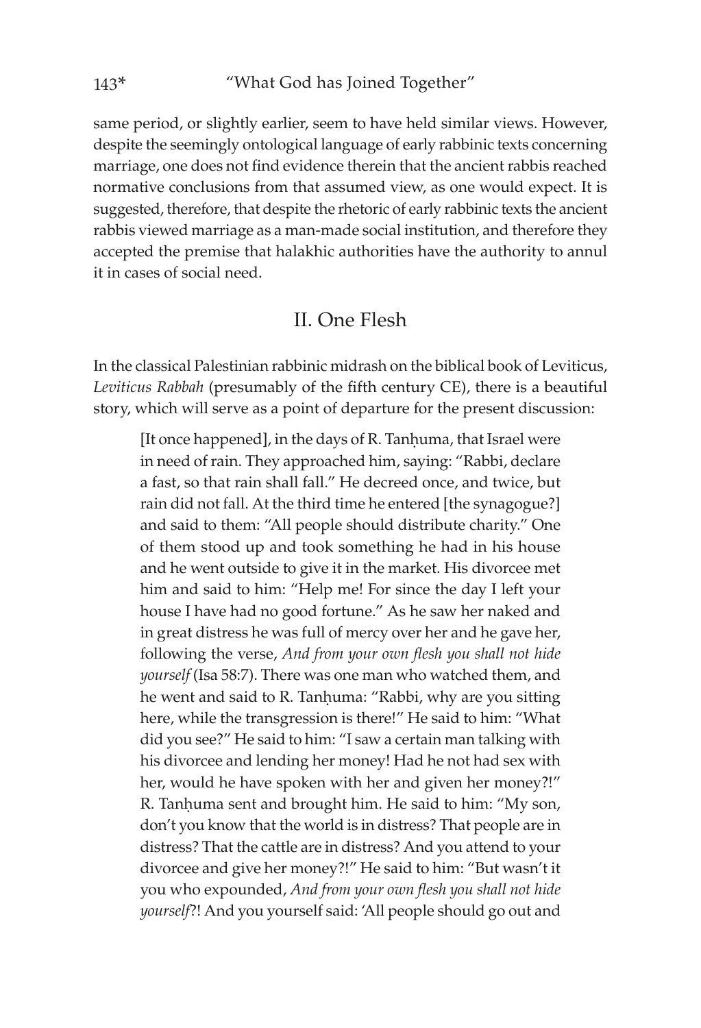same period, or slightly earlier, seem to have held similar views. However, despite the seemingly ontological language of early rabbinic texts concerning marriage, one does not find evidence therein that the ancient rabbis reached normative conclusions from that assumed view, as one would expect. It is suggested, therefore, that despite the rhetoric of early rabbinic texts the ancient rabbis viewed marriage as a man-made social institution, and therefore they accepted the premise that halakhic authorities have the authority to annul it in cases of social need.

## II. One Flesh

In the classical Palestinian rabbinic midrash on the biblical book of Leviticus, *Leviticus Rabbah* (presumably of the fifth century CE), there is a beautiful story, which will serve as a point of departure for the present discussion:

> [It once happened], in the days of R. Tanḥuma, that Israel were in need of rain. They approached him, saying: "Rabbi, declare a fast, so that rain shall fall." He decreed once, and twice, but rain did not fall. At the third time he entered [the synagogue?] and said to them: "All people should distribute charity." One of them stood up and took something he had in his house and he went outside to give it in the market. His divorcee met him and said to him: "Help me! For since the day I left your house I have had no good fortune." As he saw her naked and in great distress he was full of mercy over her and he gave her, following the verse, *And from your own flesh you shall not hide yourself* (Isa 58:7). There was one man who watched them, and he went and said to R. Tanḥuma: "Rabbi, why are you sitting here, while the transgression is there!" He said to him: "What did you see?" He said to him: "I saw a certain man talking with his divorcee and lending her money! Had he not had sex with her, would he have spoken with her and given her money?!" R. Tanḥuma sent and brought him. He said to him: "My son, don't you know that the world is in distress? That people are in distress? That the cattle are in distress? And you attend to your divorcee and give her money?!" He said to him: "But wasn't it you who expounded, *And from your own flesh you shall not hide yourself*?! And you yourself said: 'All people should go out and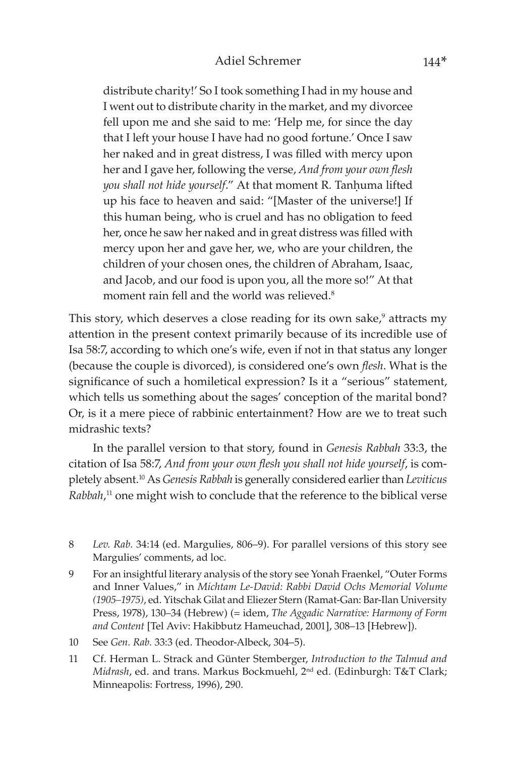> distribute charity!' So I took something I had in my house and I went out to distribute charity in the market, and my divorcee fell upon me and she said to me: 'Help me, for since the day that I left your house I have had no good fortune.' Once I saw her naked and in great distress, I was filled with mercy upon her and I gave her, following the verse, *And from your own flesh you shall not hide yourself*." At that moment R. Tanḥuma lifted up his face to heaven and said: "[Master of the universe!] If this human being, who is cruel and has no obligation to feed her, once he saw her naked and in great distress was filled with mercy upon her and gave her, we, who are your children, the children of your chosen ones, the children of Abraham, Isaac, and Jacob, and our food is upon you, all the more so!" At that moment rain fell and the world was relieved.[8]

This story, which deserves a close reading for its own sake,[9] attracts my attention in the present context primarily because of its incredible use of Isa 58:7, according to which one's wife, even if not in that status any longer (because the couple is divorced), is considered one's own *flesh*. What is the significance of such a homiletical expression? Is it a "serious" statement, which tells us something about the sages' conception of the marital bond? Or, is it a mere piece of rabbinic entertainment? How are we to treat such midrashic texts?

In the parallel version to that story, found in *Genesis Rabbah* 33:3, the citation of Isa 58:7, *And from your own flesh you shall not hide yourself*, is completely absent.[10] As *Genesis Rabbah* is generally considered earlier than *Leviticus Rabbah*,[11] one might wish to conclude that the reference to the biblical verse

8 *Lev. Rab.* 34:14 (ed. Margulies, 806–9). For parallel versions of this story see Margulies' comments, ad loc.

9 For an insightful literary analysis of the story see Yonah Fraenkel, "Outer Forms and Inner Values," in *Michtam Le-David: Rabbi David Ochs Memorial Volume (1905–1975)*, ed. Yitschak Gilat and Eliezer Stern (Ramat-Gan: Bar-Ilan University Press, 1978), 130–34 (Hebrew) (= idem, *The Aggadic Narrative: Harmony of Form and Content* [Tel Aviv: Hakibbutz Hameuchad, 2001], 308–13 [Hebrew]).

10 See *Gen. Rab.* 33:3 (ed. Theodor-Albeck, 304–5).

11 Cf. Herman L. Strack and Günter Stemberger, *Introduction to the Talmud and Midrash*, ed. and trans. Markus Bockmuehl, 2nd ed. (Edinburgh: T&T Clark; Minneapolis: Fortress, 1996), 290.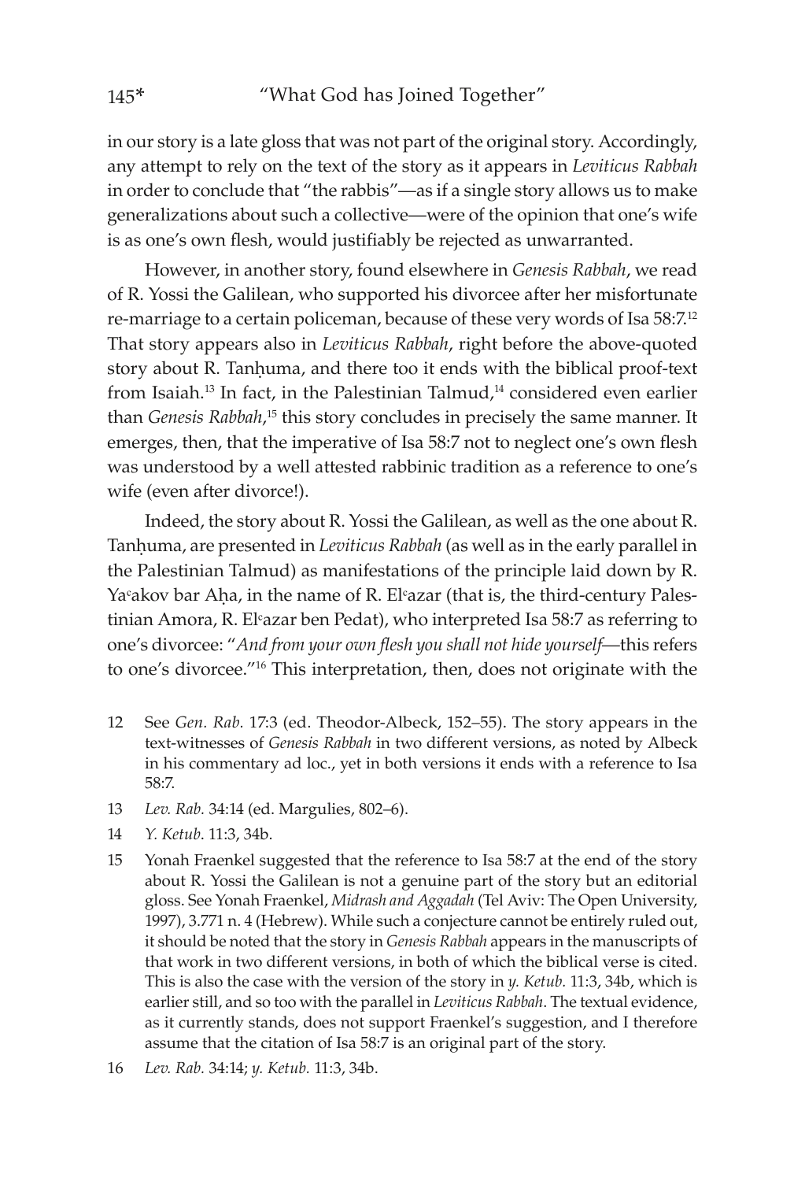in our story is a late gloss that was not part of the original story. Accordingly, any attempt to rely on the text of the story as it appears in *Leviticus Rabbah* in order to conclude that "the rabbis"—as if a single story allows us to make generalizations about such a collective—were of the opinion that one's wife is as one's own flesh, would justifiably be rejected as unwarranted.

However, in another story, found elsewhere in *Genesis Rabbah*, we read of R. Yossi the Galilean, who supported his divorcee after her misfortunate re-marriage to a certain policeman, because of these very words of Isa 58:7.[12] That story appears also in *Leviticus Rabbah*, right before the above-quoted story about R. Tanḥuma, and there too it ends with the biblical proof-text from Isaiah.[13] In fact, in the Palestinian Talmud,[14] considered even earlier than *Genesis Rabbah*,[15] this story concludes in precisely the same manner. It emerges, then, that the imperative of Isa 58:7 not to neglect one's own flesh was understood by a well attested rabbinic tradition as a reference to one's wife (even after divorce!).

Indeed, the story about R. Yossi the Galilean, as well as the one about R. Tanḥuma, are presented in *Leviticus Rabbah* (as well as in the early parallel in the Palestinian Talmud) as manifestations of the principle laid down by R. Yaᶜakov bar Aḥa, in the name of R. Elᶜazar (that is, the third-century Palestinian Amora, R. Elᶜazar ben Pedat), who interpreted Isa 58:7 as referring to one's divorcee: "*And from your own flesh you shall not hide yourself*—this refers to one's divorcee."[16] This interpretation, then, does not originate with the

12 See *Gen. Rab.* 17:3 (ed. Theodor-Albeck, 152–55). The story appears in the text-witnesses of *Genesis Rabbah* in two different versions, as noted by Albeck in his commentary ad loc., yet in both versions it ends with a reference to Isa 58:7.

13 *Lev. Rab.* 34:14 (ed. Margulies, 802–6).

14 *Y. Ketub.* 11:3, 34b.

15 Yonah Fraenkel suggested that the reference to Isa 58:7 at the end of the story about R. Yossi the Galilean is not a genuine part of the story but an editorial gloss. See Yonah Fraenkel, *Midrash and Aggadah* (Tel Aviv: The Open University, 1997), 3.771 n. 4 (Hebrew). While such a conjecture cannot be entirely ruled out, it should be noted that the story in *Genesis Rabbah* appears in the manuscripts of that work in two different versions, in both of which the biblical verse is cited. This is also the case with the version of the story in *y. Ketub.* 11:3, 34b, which is earlier still, and so too with the parallel in *Leviticus Rabbah*. The textual evidence, as it currently stands, does not support Fraenkel's suggestion, and I therefore assume that the citation of Isa 58:7 is an original part of the story.

16 *Lev. Rab.* 34:14; *y. Ketub.* 11:3, 34b.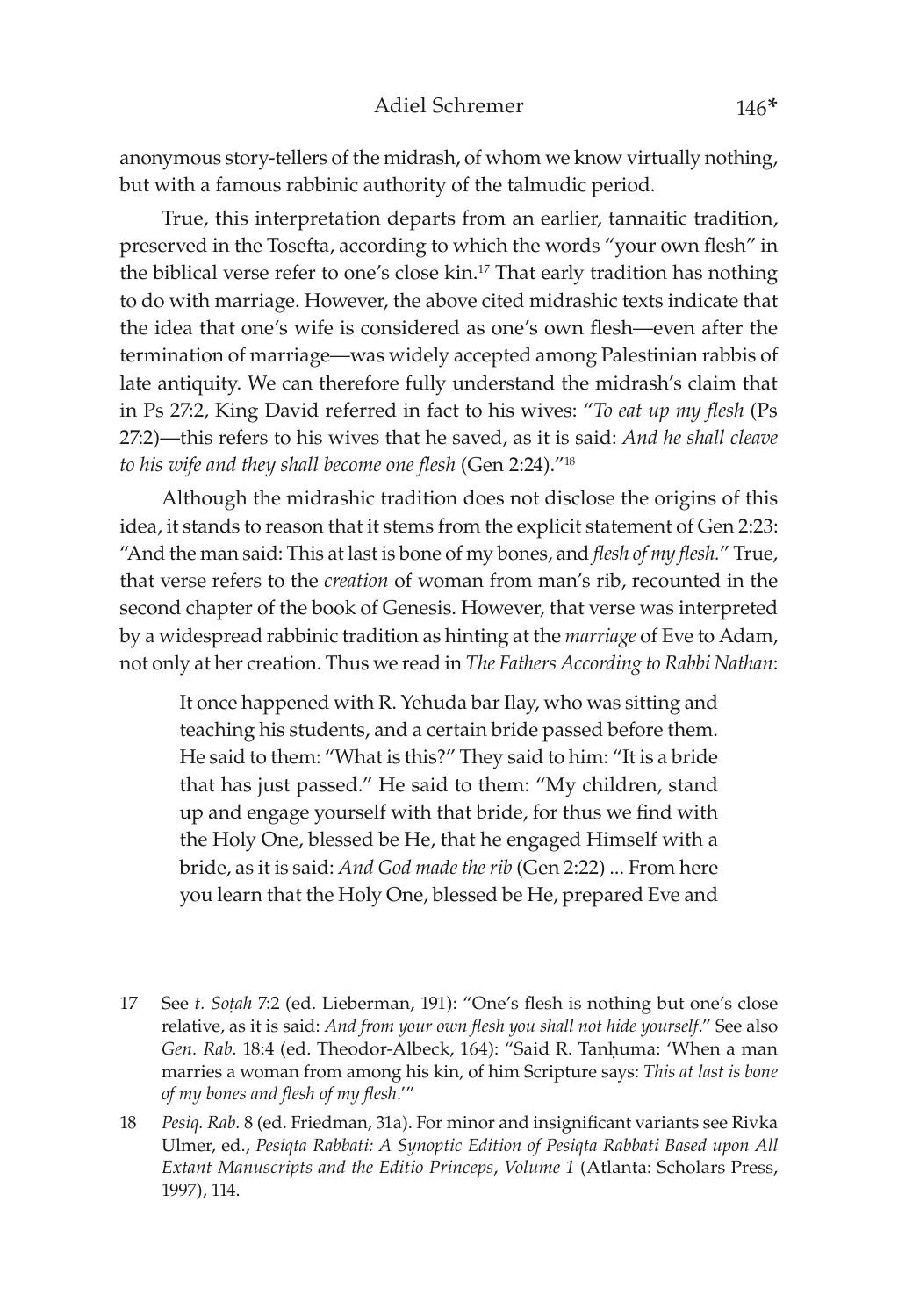anonymous story-tellers of the midrash, of whom we know virtually nothing, but with a famous rabbinic authority of the talmudic period.

True, this interpretation departs from an earlier, tannaitic tradition, preserved in the Tosefta, according to which the words "your own flesh" in the biblical verse refer to one's close kin.[17] That early tradition has nothing to do with marriage. However, the above cited midrashic texts indicate that the idea that one's wife is considered as one's own flesh—even after the termination of marriage—was widely accepted among Palestinian rabbis of late antiquity. We can therefore fully understand the midrash's claim that in Ps 27:2, King David referred in fact to his wives: "*To eat up my flesh* (Ps 27:2)—this refers to his wives that he saved, as it is said: *And he shall cleave to his wife and they shall become one flesh* (Gen 2:24)."[18]

Although the midrashic tradition does not disclose the origins of this idea, it stands to reason that it stems from the explicit statement of Gen 2:23: "And the man said: This at last is bone of my bones, and *flesh of my flesh*." True, that verse refers to the *creation* of woman from man's rib, recounted in the second chapter of the book of Genesis. However, that verse was interpreted by a widespread rabbinic tradition as hinting at the *marriage* of Eve to Adam, not only at her creation. Thus we read in *The Fathers According to Rabbi Nathan*:

> It once happened with R. Yehuda bar Ilay, who was sitting and teaching his students, and a certain bride passed before them. He said to them: "What is this?" They said to him: "It is a bride that has just passed." He said to them: "My children, stand up and engage yourself with that bride, for thus we find with the Holy One, blessed be He, that he engaged Himself with a bride, as it is said: *And God made the rib* (Gen 2:22) ... From here you learn that the Holy One, blessed be He, prepared Eve and

---

17 See *t. Soṭah* 7:2 (ed. Lieberman, 191): "One's flesh is nothing but one's close relative, as it is said: *And from your own flesh you shall not hide yourself*." See also *Gen. Rab.* 18:4 (ed. Theodor-Albeck, 164): "Said R. Tanḥuma: 'When a man marries a woman from among his kin, of him Scripture says: *This at last is bone of my bones and flesh of my flesh*.'"

18 *Pesiq. Rab.* 8 (ed. Friedman, 31a). For minor and insignificant variants see Rivka Ulmer, ed., *Pesiqta Rabbati: A Synoptic Edition of Pesiqta Rabbati Based upon All Extant Manuscripts and the Editio Princeps*, *Volume 1* (Atlanta: Scholars Press, 1997), 114.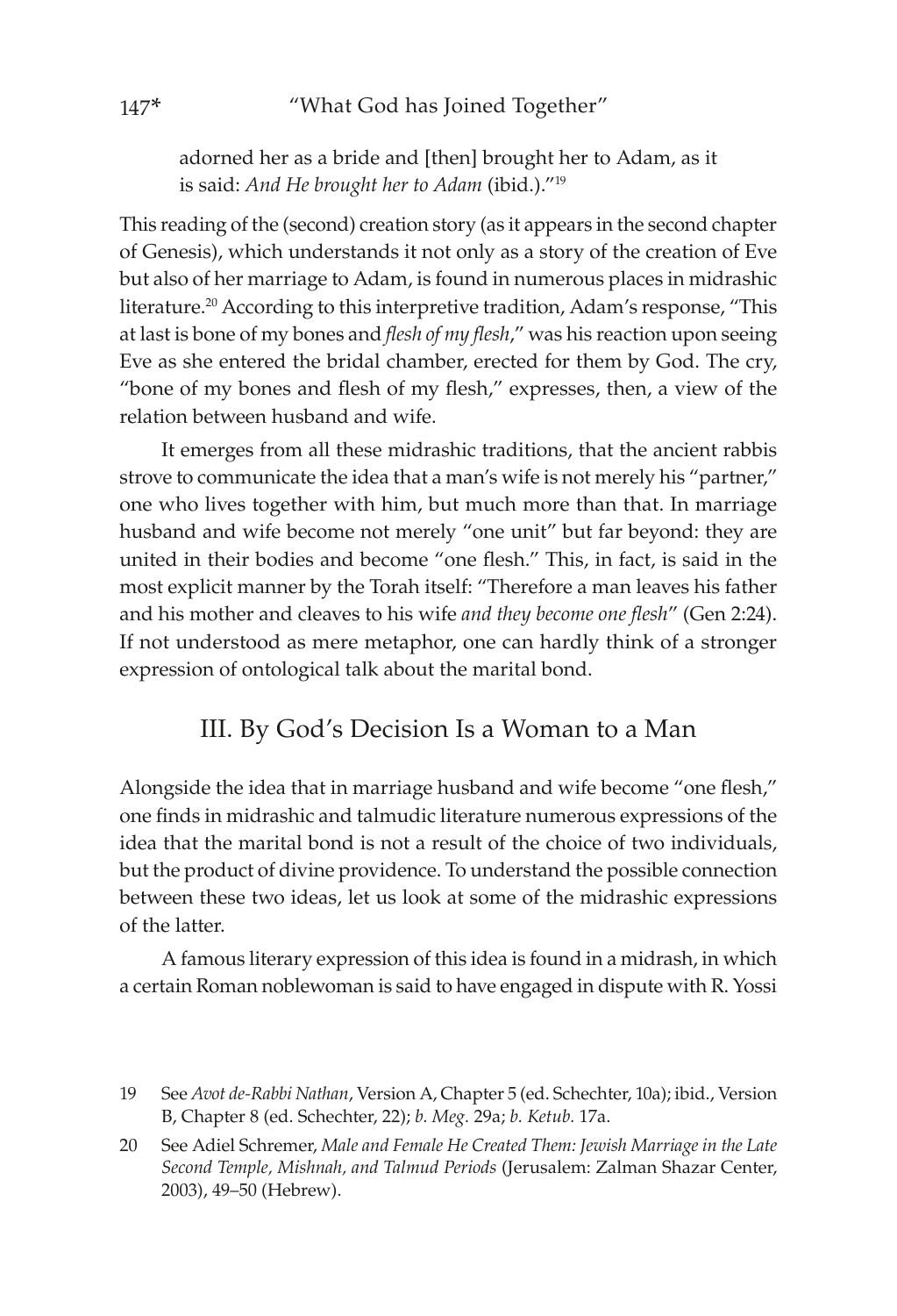adorned her as a bride and [then] brought her to Adam, as it is said: *And He brought her to Adam* (ibid.)."[19]

This reading of the (second) creation story (as it appears in the second chapter of Genesis), which understands it not only as a story of the creation of Eve but also of her marriage to Adam, is found in numerous places in midrashic literature.[20] According to this interpretive tradition, Adam's response, "This at last is bone of my bones and *flesh of my flesh*," was his reaction upon seeing Eve as she entered the bridal chamber, erected for them by God. The cry, "bone of my bones and flesh of my flesh," expresses, then, a view of the relation between husband and wife.

It emerges from all these midrashic traditions, that the ancient rabbis strove to communicate the idea that a man's wife is not merely his "partner," one who lives together with him, but much more than that. In marriage husband and wife become not merely "one unit" but far beyond: they are united in their bodies and become "one flesh." This, in fact, is said in the most explicit manner by the Torah itself: "Therefore a man leaves his father and his mother and cleaves to his wife *and they become one flesh*" (Gen 2:24). If not understood as mere metaphor, one can hardly think of a stronger expression of ontological talk about the marital bond.

## III. By God's Decision Is a Woman to a Man

Alongside the idea that in marriage husband and wife become "one flesh," one finds in midrashic and talmudic literature numerous expressions of the idea that the marital bond is not a result of the choice of two individuals, but the product of divine providence. To understand the possible connection between these two ideas, let us look at some of the midrashic expressions of the latter.

A famous literary expression of this idea is found in a midrash, in which a certain Roman noblewoman is said to have engaged in dispute with R. Yossi

---

19 See *Avot de-Rabbi Nathan*, Version A, Chapter 5 (ed. Schechter, 10a); ibid., Version B, Chapter 8 (ed. Schechter, 22); *b. Meg.* 29a; *b. Ketub.* 17a.

20 See Adiel Schremer, *Male and Female He Created Them: Jewish Marriage in the Late Second Temple, Mishnah, and Talmud Periods* (Jerusalem: Zalman Shazar Center, 2003), 49–50 (Hebrew).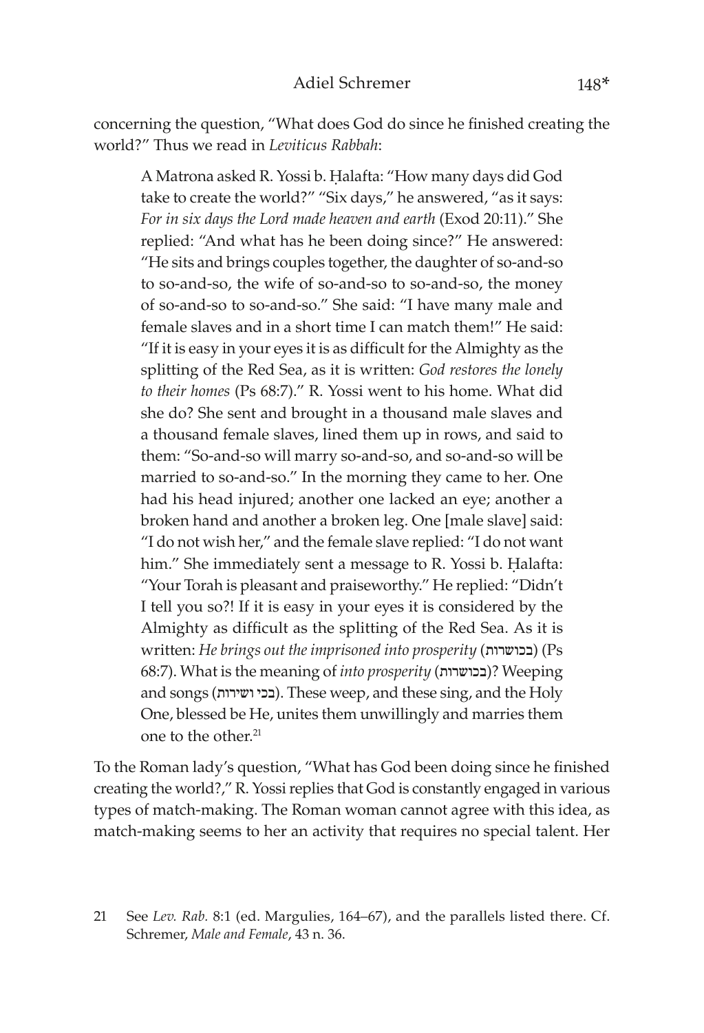concerning the question, "What does God do since he finished creating the world?" Thus we read in *Leviticus Rabbah*:

> A Matrona asked R. Yossi b. Ḥalafta: "How many days did God take to create the world?" "Six days," he answered, "as it says: *For in six days the Lord made heaven and earth* (Exod 20:11)." She replied: "And what has he been doing since?" He answered: "He sits and brings couples together, the daughter of so-and-so to so-and-so, the wife of so-and-so to so-and-so, the money of so-and-so to so-and-so." She said: "I have many male and female slaves and in a short time I can match them!" He said: "If it is easy in your eyes it is as difficult for the Almighty as the splitting of the Red Sea, as it is written: *God restores the lonely to their homes* (Ps 68:7)." R. Yossi went to his home. What did she do? She sent and brought in a thousand male slaves and a thousand female slaves, lined them up in rows, and said to them: "So-and-so will marry so-and-so, and so-and-so will be married to so-and-so." In the morning they came to her. One had his head injured; another one lacked an eye; another a broken hand and another a broken leg. One [male slave] said: "I do not wish her," and the female slave replied: "I do not want him." She immediately sent a message to R. Yossi b. Ḥalafta: "Your Torah is pleasant and praiseworthy." He replied: "Didn't I tell you so?! If it is easy in your eyes it is considered by the Almighty as difficult as the splitting of the Red Sea. As it is written: *He brings out the imprisoned into prosperity* (בכושרות) (Ps 68:7). What is the meaning of *into prosperity* (בכושרות)? Weeping and songs (בכי ושירות). These weep, and these sing, and the Holy One, blessed be He, unites them unwillingly and marries them one to the other.[21]

To the Roman lady's question, "What has God been doing since he finished creating the world?," R. Yossi replies that God is constantly engaged in various types of match-making. The Roman woman cannot agree with this idea, as match-making seems to her an activity that requires no special talent. Her

21 See *Lev. Rab.* 8:1 (ed. Margulies, 164–67), and the parallels listed there. Cf. Schremer, *Male and Female*, 43 n. 36.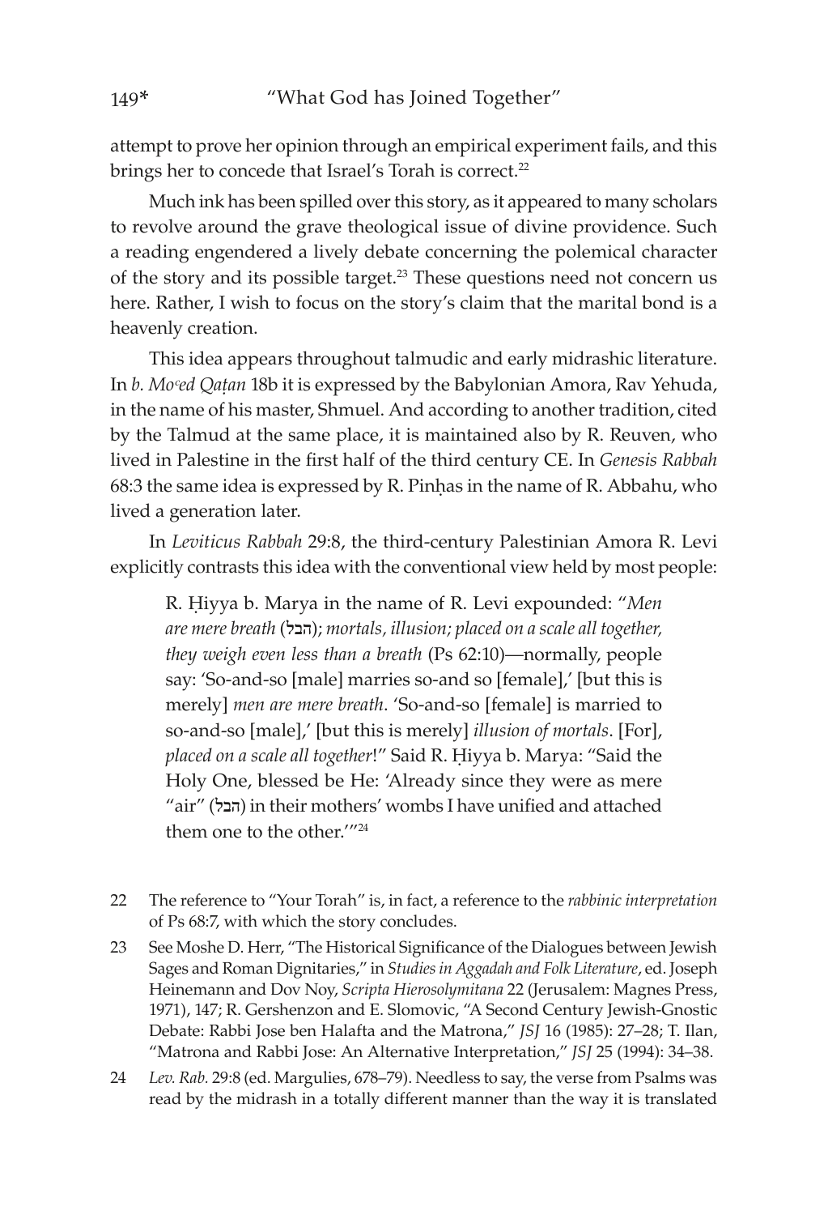attempt to prove her opinion through an empirical experiment fails, and this brings her to concede that Israel's Torah is correct.[22]

Much ink has been spilled over this story, as it appeared to many scholars to revolve around the grave theological issue of divine providence. Such a reading engendered a lively debate concerning the polemical character of the story and its possible target.[23] These questions need not concern us here. Rather, I wish to focus on the story's claim that the marital bond is a heavenly creation.

This idea appears throughout talmudic and early midrashic literature. In *b. Moᶜed Qaṭan* 18b it is expressed by the Babylonian Amora, Rav Yehuda, in the name of his master, Shmuel. And according to another tradition, cited by the Talmud at the same place, it is maintained also by R. Reuven, who lived in Palestine in the first half of the third century CE. In *Genesis Rabbah* 68:3 the same idea is expressed by R. Pinḥas in the name of R. Abbahu, who lived a generation later.

In *Leviticus Rabbah* 29:8, the third-century Palestinian Amora R. Levi explicitly contrasts this idea with the conventional view held by most people:

> R. Ḥiyya b. Marya in the name of R. Levi expounded: "*Men are mere breath* (הבל); *mortals, illusion; placed on a scale all together, they weigh even less than a breath* (Ps 62:10)—normally, people say: 'So-and-so [male] marries so-and so [female],' [but this is merely] *men are mere breath*. 'So-and-so [female] is married to so-and-so [male],' [but this is merely] *illusion of mortals*. [For], *placed on a scale all together*!" Said R. Ḥiyya b. Marya: "Said the Holy One, blessed be He: 'Already since they were as mere "air" (הבל) in their mothers' wombs I have unified and attached them one to the other.'"[24]

22 The reference to "Your Torah" is, in fact, a reference to the *rabbinic interpretation* of Ps 68:7, with which the story concludes.

23 See Moshe D. Herr, "The Historical Significance of the Dialogues between Jewish Sages and Roman Dignitaries," in *Studies in Aggadah and Folk Literature*, ed. Joseph Heinemann and Dov Noy, *Scripta Hierosolymitana* 22 (Jerusalem: Magnes Press, 1971), 147; R. Gershenzon and E. Slomovic, "A Second Century Jewish-Gnostic Debate: Rabbi Jose ben Halafta and the Matrona," *JSJ* 16 (1985): 27–28; T. Ilan, "Matrona and Rabbi Jose: An Alternative Interpretation," *JSJ* 25 (1994): 34–38.

24 *Lev. Rab.* 29:8 (ed. Margulies, 678–79). Needless to say, the verse from Psalms was read by the midrash in a totally different manner than the way it is translated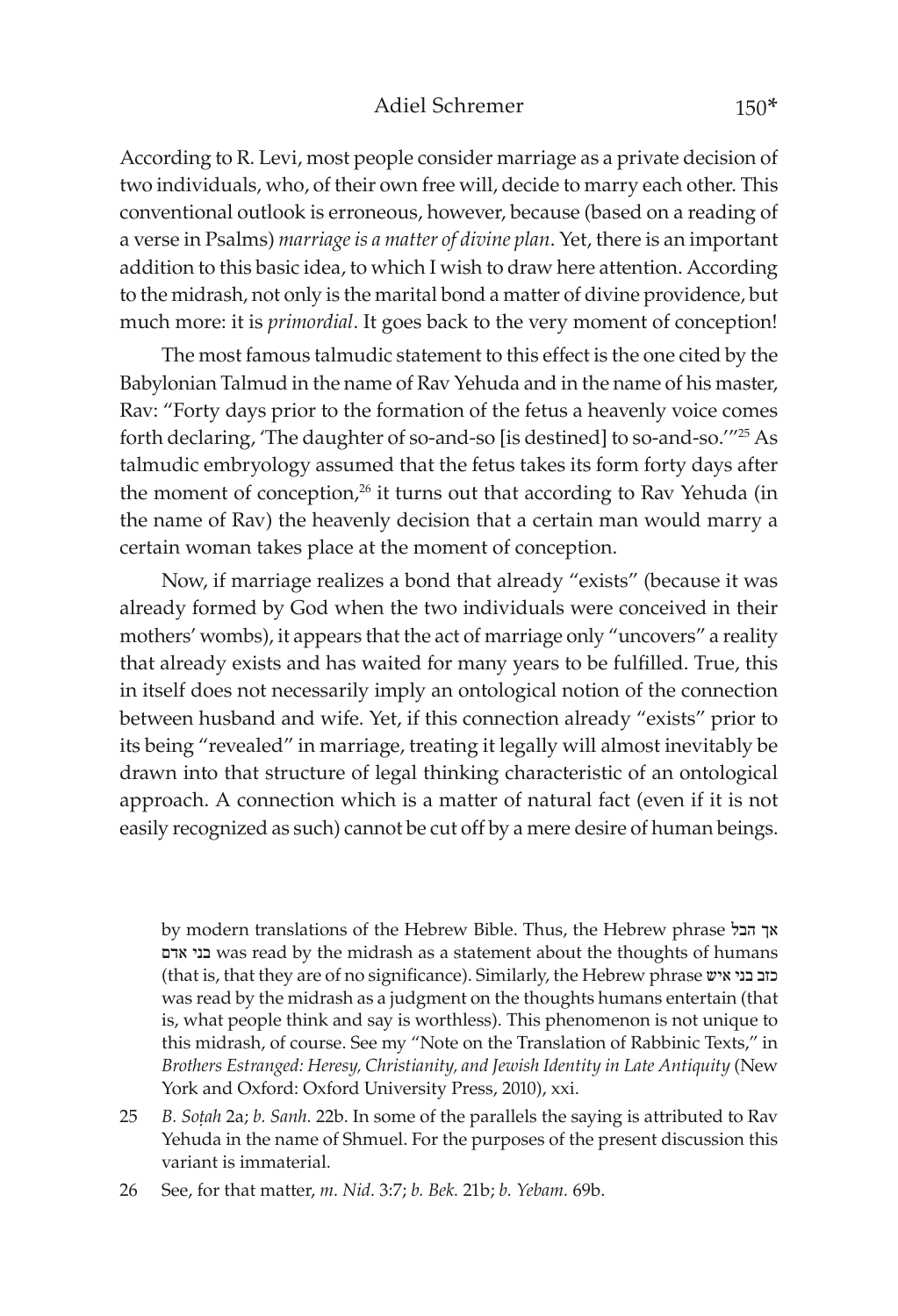According to R. Levi, most people consider marriage as a private decision of two individuals, who, of their own free will, decide to marry each other. This conventional outlook is erroneous, however, because (based on a reading of a verse in Psalms) *marriage is a matter of divine plan*. Yet, there is an important addition to this basic idea, to which I wish to draw here attention. According to the midrash, not only is the marital bond a matter of divine providence, but much more: it is *primordial*. It goes back to the very moment of conception!

The most famous talmudic statement to this effect is the one cited by the Babylonian Talmud in the name of Rav Yehuda and in the name of his master, Rav: "Forty days prior to the formation of the fetus a heavenly voice comes forth declaring, 'The daughter of so-and-so [is destined] to so-and-so.'"[25] As talmudic embryology assumed that the fetus takes its form forty days after the moment of conception,[26] it turns out that according to Rav Yehuda (in the name of Rav) the heavenly decision that a certain man would marry a certain woman takes place at the moment of conception.

Now, if marriage realizes a bond that already "exists" (because it was already formed by God when the two individuals were conceived in their mothers' wombs), it appears that the act of marriage only "uncovers" a reality that already exists and has waited for many years to be fulfilled. True, this in itself does not necessarily imply an ontological notion of the connection between husband and wife. Yet, if this connection already "exists" prior to its being "revealed" in marriage, treating it legally will almost inevitably be drawn into that structure of legal thinking characteristic of an ontological approach. A connection which is a matter of natural fact (even if it is not easily recognized as such) cannot be cut off by a mere desire of human beings.

---

by modern translations of the Hebrew Bible. Thus, the Hebrew phrase אך הבל בני אדם was read by the midrash as a statement about the thoughts of humans (that is, that they are of no significance). Similarly, the Hebrew phrase כזב בני איש was read by the midrash as a judgment on the thoughts humans entertain (that is, what people think and say is worthless). This phenomenon is not unique to this midrash, of course. See my "Note on the Translation of Rabbinic Texts," in *Brothers Estranged: Heresy, Christianity, and Jewish Identity in Late Antiquity* (New York and Oxford: Oxford University Press, 2010), xxi.

25 *B. Soṭah* 2a; *b. Sanh.* 22b. In some of the parallels the saying is attributed to Rav Yehuda in the name of Shmuel. For the purposes of the present discussion this variant is immaterial.

26 See, for that matter, *m. Nid.* 3:7; *b. Bek.* 21b; *b. Yebam.* 69b.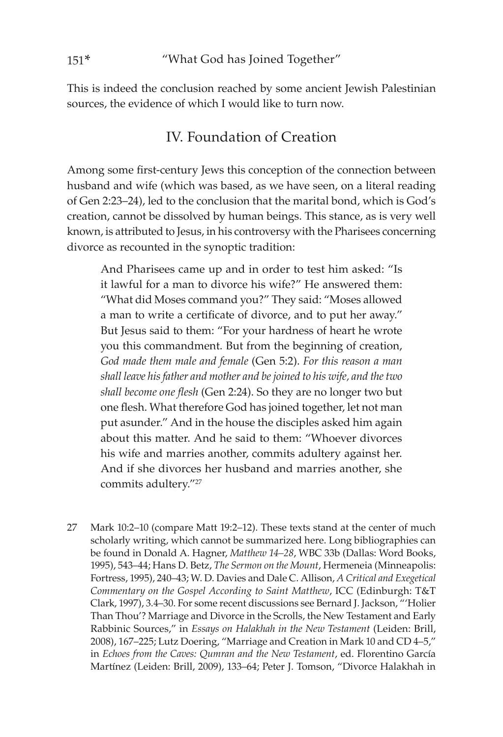This is indeed the conclusion reached by some ancient Jewish Palestinian sources, the evidence of which I would like to turn now.

## IV. Foundation of Creation

Among some first-century Jews this conception of the connection between husband and wife (which was based, as we have seen, on a literal reading of Gen 2:23–24), led to the conclusion that the marital bond, which is God's creation, cannot be dissolved by human beings. This stance, as is very well known, is attributed to Jesus, in his controversy with the Pharisees concerning divorce as recounted in the synoptic tradition:

> And Pharisees came up and in order to test him asked: "Is it lawful for a man to divorce his wife?" He answered them: "What did Moses command you?" They said: "Moses allowed a man to write a certificate of divorce, and to put her away." But Jesus said to them: "For your hardness of heart he wrote you this commandment. But from the beginning of creation, *God made them male and female* (Gen 5:2). *For this reason a man shall leave his father and mother and be joined to his wife, and the two shall become one flesh* (Gen 2:24). So they are no longer two but one flesh. What therefore God has joined together, let not man put asunder." And in the house the disciples asked him again about this matter. And he said to them: "Whoever divorces his wife and marries another, commits adultery against her. And if she divorces her husband and marries another, she commits adultery."[27]

27 Mark 10:2–10 (compare Matt 19:2–12). These texts stand at the center of much scholarly writing, which cannot be summarized here. Long bibliographies can be found in Donald A. Hagner, *Matthew 14–28*, WBC 33b (Dallas: Word Books, 1995), 543–44; Hans D. Betz, *The Sermon on the Mount*, Hermeneia (Minneapolis: Fortress, 1995), 240–43; W. D. Davies and Dale C. Allison, *A Critical and Exegetical Commentary on the Gospel According to Saint Matthew*, ICC (Edinburgh: T&T Clark, 1997), 3.4–30. For some recent discussions see Bernard J. Jackson, "'Holier Than Thou'? Marriage and Divorce in the Scrolls, the New Testament and Early Rabbinic Sources," in *Essays on Halakhah in the New Testament* (Leiden: Brill, 2008), 167–225; Lutz Doering, "Marriage and Creation in Mark 10 and CD 4–5," in *Echoes from the Caves: Qumran and the New Testament*, ed. Florentino García Martínez (Leiden: Brill, 2009), 133–64; Peter J. Tomson, "Divorce Halakhah in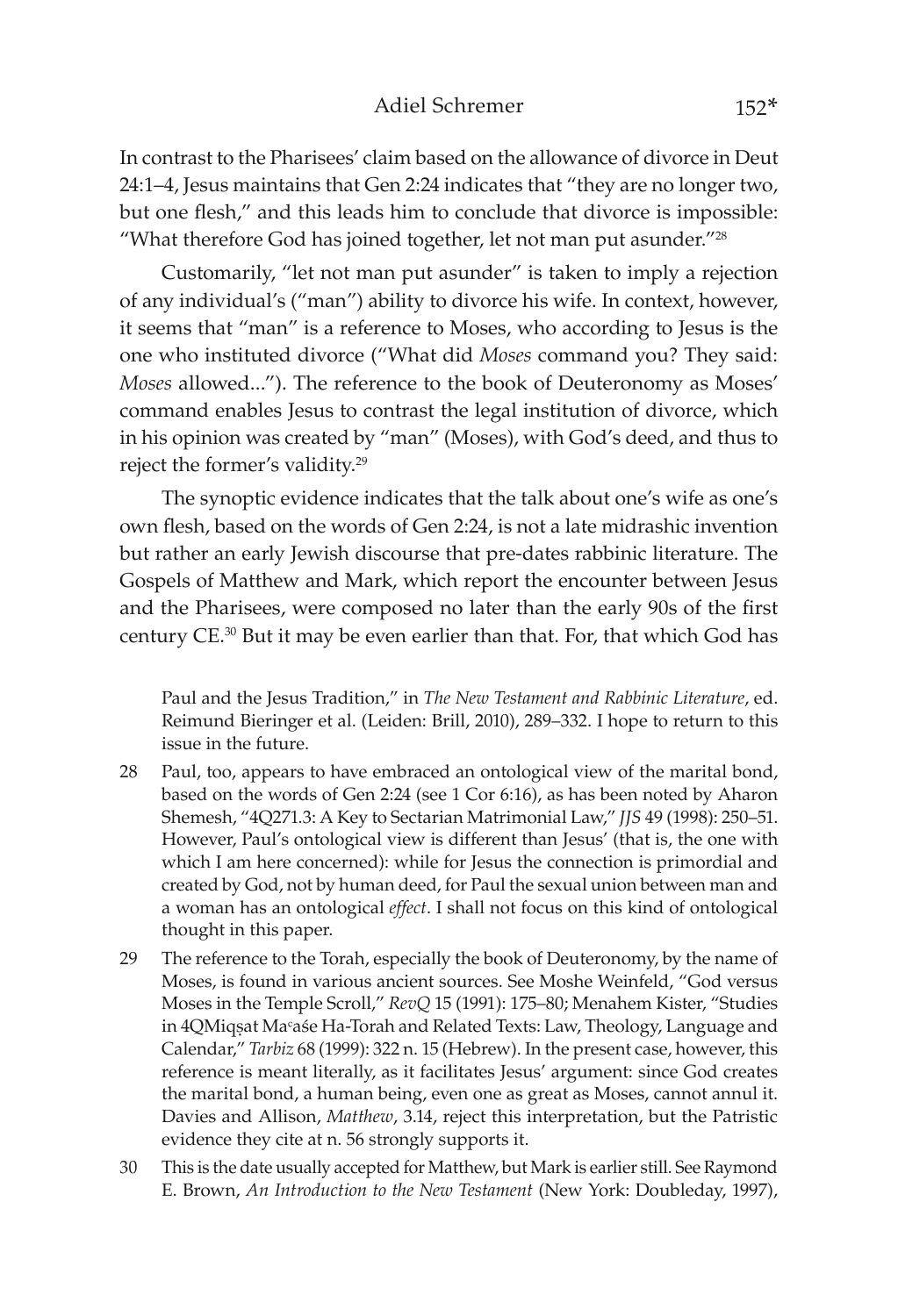In contrast to the Pharisees' claim based on the allowance of divorce in Deut 24:1–4, Jesus maintains that Gen 2:24 indicates that "they are no longer two, but one flesh," and this leads him to conclude that divorce is impossible: "What therefore God has joined together, let not man put asunder."[28]

Customarily, "let not man put asunder" is taken to imply a rejection of any individual's ("man") ability to divorce his wife. In context, however, it seems that "man" is a reference to Moses, who according to Jesus is the one who instituted divorce ("What did *Moses* command you? They said: *Moses* allowed..."). The reference to the book of Deuteronomy as Moses' command enables Jesus to contrast the legal institution of divorce, which in his opinion was created by "man" (Moses), with God's deed, and thus to reject the former's validity.[29]

The synoptic evidence indicates that the talk about one's wife as one's own flesh, based on the words of Gen 2:24, is not a late midrashic invention but rather an early Jewish discourse that pre-dates rabbinic literature. The Gospels of Matthew and Mark, which report the encounter between Jesus and the Pharisees, were composed no later than the early 90s of the first century CE.[30] But it may be even earlier than that. For, that which God has

Paul and the Jesus Tradition," in *The New Testament and Rabbinic Literature*, ed. Reimund Bieringer et al. (Leiden: Brill, 2010), 289–332. I hope to return to this issue in the future.

28 Paul, too, appears to have embraced an ontological view of the marital bond, based on the words of Gen 2:24 (see 1 Cor 6:16), as has been noted by Aharon Shemesh, "4Q271.3: A Key to Sectarian Matrimonial Law," *JJS* 49 (1998): 250–51. However, Paul's ontological view is different than Jesus' (that is, the one with which I am here concerned): while for Jesus the connection is primordial and created by God, not by human deed, for Paul the sexual union between man and a woman has an ontological *effect*. I shall not focus on this kind of ontological thought in this paper.

29 The reference to the Torah, especially the book of Deuteronomy, by the name of Moses, is found in various ancient sources. See Moshe Weinfeld, "God versus Moses in the Temple Scroll," *RevQ* 15 (1991): 175–80; Menahem Kister, "Studies in 4QMiqṣat Maʿaśe Ha-Torah and Related Texts: Law, Theology, Language and Calendar," *Tarbiz* 68 (1999): 322 n. 15 (Hebrew). In the present case, however, this reference is meant literally, as it facilitates Jesus' argument: since God creates the marital bond, a human being, even one as great as Moses, cannot annul it. Davies and Allison, *Matthew*, 3.14, reject this interpretation, but the Patristic evidence they cite at n. 56 strongly supports it.

30 This is the date usually accepted for Matthew, but Mark is earlier still. See Raymond E. Brown, *An Introduction to the New Testament* (New York: Doubleday, 1997),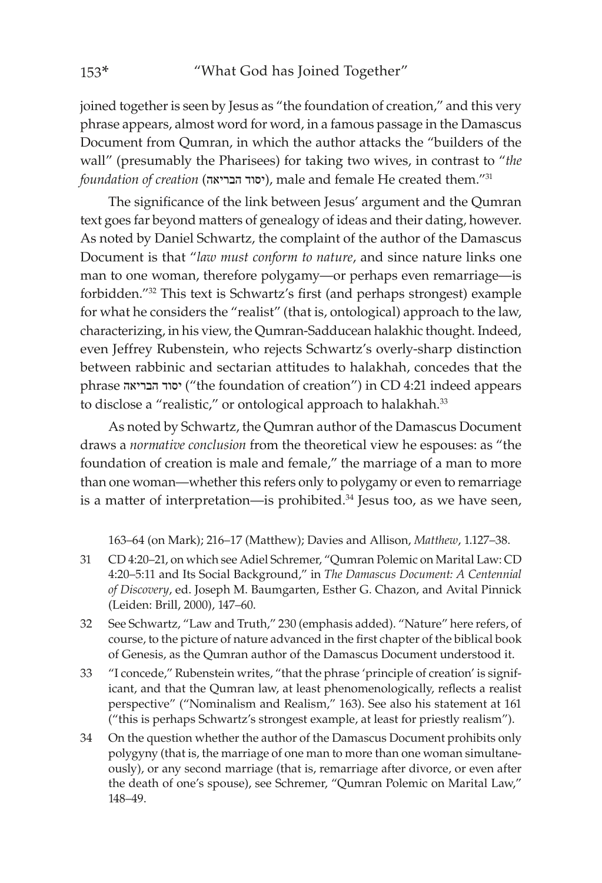joined together is seen by Jesus as "the foundation of creation," and this very phrase appears, almost word for word, in a famous passage in the Damascus Document from Qumran, in which the author attacks the "builders of the wall" (presumably the Pharisees) for taking two wives, in contrast to "*the foundation of creation* (יסוד הבריאה), male and female He created them."[31]

The significance of the link between Jesus' argument and the Qumran text goes far beyond matters of genealogy of ideas and their dating, however. As noted by Daniel Schwartz, the complaint of the author of the Damascus Document is that "*law must conform to nature*, and since nature links one man to one woman, therefore polygamy—or perhaps even remarriage—is forbidden."[32] This text is Schwartz's first (and perhaps strongest) example for what he considers the "realist" (that is, ontological) approach to the law, characterizing, in his view, the Qumran-Sadducean halakhic thought. Indeed, even Jeffrey Rubenstein, who rejects Schwartz's overly-sharp distinction between rabbinic and sectarian attitudes to halakhah, concedes that the phrase יסוד הבריאה ("the foundation of creation") in CD 4:21 indeed appears to disclose a "realistic," or ontological approach to halakhah.[33]

As noted by Schwartz, the Qumran author of the Damascus Document draws a *normative conclusion* from the theoretical view he espouses: as "the foundation of creation is male and female," the marriage of a man to more than one woman—whether this refers only to polygamy or even to remarriage is a matter of interpretation—is prohibited.[34] Jesus too, as we have seen,

163–64 (on Mark); 216–17 (Matthew); Davies and Allison, *Matthew*, 1.127–38.

31 CD 4:20–21, on which see Adiel Schremer, "Qumran Polemic on Marital Law: CD 4:20–5:11 and Its Social Background," in *The Damascus Document: A Centennial of Discovery*, ed. Joseph M. Baumgarten, Esther G. Chazon, and Avital Pinnick (Leiden: Brill, 2000), 147–60.

32 See Schwartz, "Law and Truth," 230 (emphasis added). "Nature" here refers, of course, to the picture of nature advanced in the first chapter of the biblical book of Genesis, as the Qumran author of the Damascus Document understood it.

33 "I concede," Rubenstein writes, "that the phrase 'principle of creation' is significant, and that the Qumran law, at least phenomenologically, reflects a realist perspective" ("Nominalism and Realism," 163). See also his statement at 161 ("this is perhaps Schwartz's strongest example, at least for priestly realism").

34 On the question whether the author of the Damascus Document prohibits only polygyny (that is, the marriage of one man to more than one woman simultaneously), or any second marriage (that is, remarriage after divorce, or even after the death of one's spouse), see Schremer, "Qumran Polemic on Marital Law," 148–49.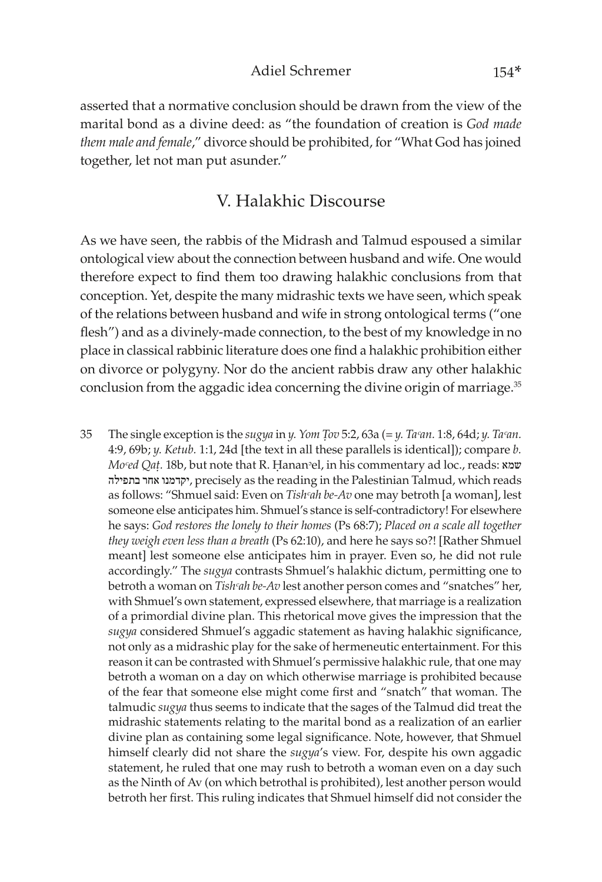asserted that a normative conclusion should be drawn from the view of the marital bond as a divine deed: as "the foundation of creation is *God made them male and female*," divorce should be prohibited, for "What God has joined together, let not man put asunder."

## V. Halakhic Discourse

As we have seen, the rabbis of the Midrash and Talmud espoused a similar ontological view about the connection between husband and wife. One would therefore expect to find them too drawing halakhic conclusions from that conception. Yet, despite the many midrashic texts we have seen, which speak of the relations between husband and wife in strong ontological terms ("one flesh") and as a divinely-made connection, to the best of my knowledge in no place in classical rabbinic literature does one find a halakhic prohibition either on divorce or polygyny. Nor do the ancient rabbis draw any other halakhic conclusion from the aggadic idea concerning the divine origin of marriage.[35]

35 The single exception is the *sugya* in *y. Yom Ṭov* 5:2, 63a (= *y. Taʿan.* 1:8, 64d; *y. Taʿan.* 4:9, 69b; *y. Ketub.* 1:1, 24d [the text in all these parallels is identical]); compare *b. Moʿed Qaṭ.* 18b, but note that R. Ḥananʾel, in his commentary ad loc., reads: שמא יקדמנו אחר בתפילה, precisely as the reading in the Palestinian Talmud, which reads as follows: "Shmuel said: Even on *Tishʿah be-Av* one may betroth [a woman], lest someone else anticipates him. Shmuel's stance is self-contradictory! For elsewhere he says: *God restores the lonely to their homes* (Ps 68:7); *Placed on a scale all together they weigh even less than a breath* (Ps 62:10), and here he says so?! [Rather Shmuel meant] lest someone else anticipates him in prayer. Even so, he did not rule accordingly." The *sugya* contrasts Shmuel's halakhic dictum, permitting one to betroth a woman on *Tishʿah be-Av* lest another person comes and "snatches" her, with Shmuel's own statement, expressed elsewhere, that marriage is a realization of a primordial divine plan. This rhetorical move gives the impression that the *sugya* considered Shmuel's aggadic statement as having halakhic significance, not only as a midrashic play for the sake of hermeneutic entertainment. For this reason it can be contrasted with Shmuel's permissive halakhic rule, that one may betroth a woman on a day on which otherwise marriage is prohibited because of the fear that someone else might come first and "snatch" that woman. The talmudic *sugya* thus seems to indicate that the sages of the Talmud did treat the midrashic statements relating to the marital bond as a realization of an earlier divine plan as containing some legal significance. Note, however, that Shmuel himself clearly did not share the *sugya*'s view. For, despite his own aggadic statement, he ruled that one may rush to betroth a woman even on a day such as the Ninth of Av (on which betrothal is prohibited), lest another person would betroth her first. This ruling indicates that Shmuel himself did not consider the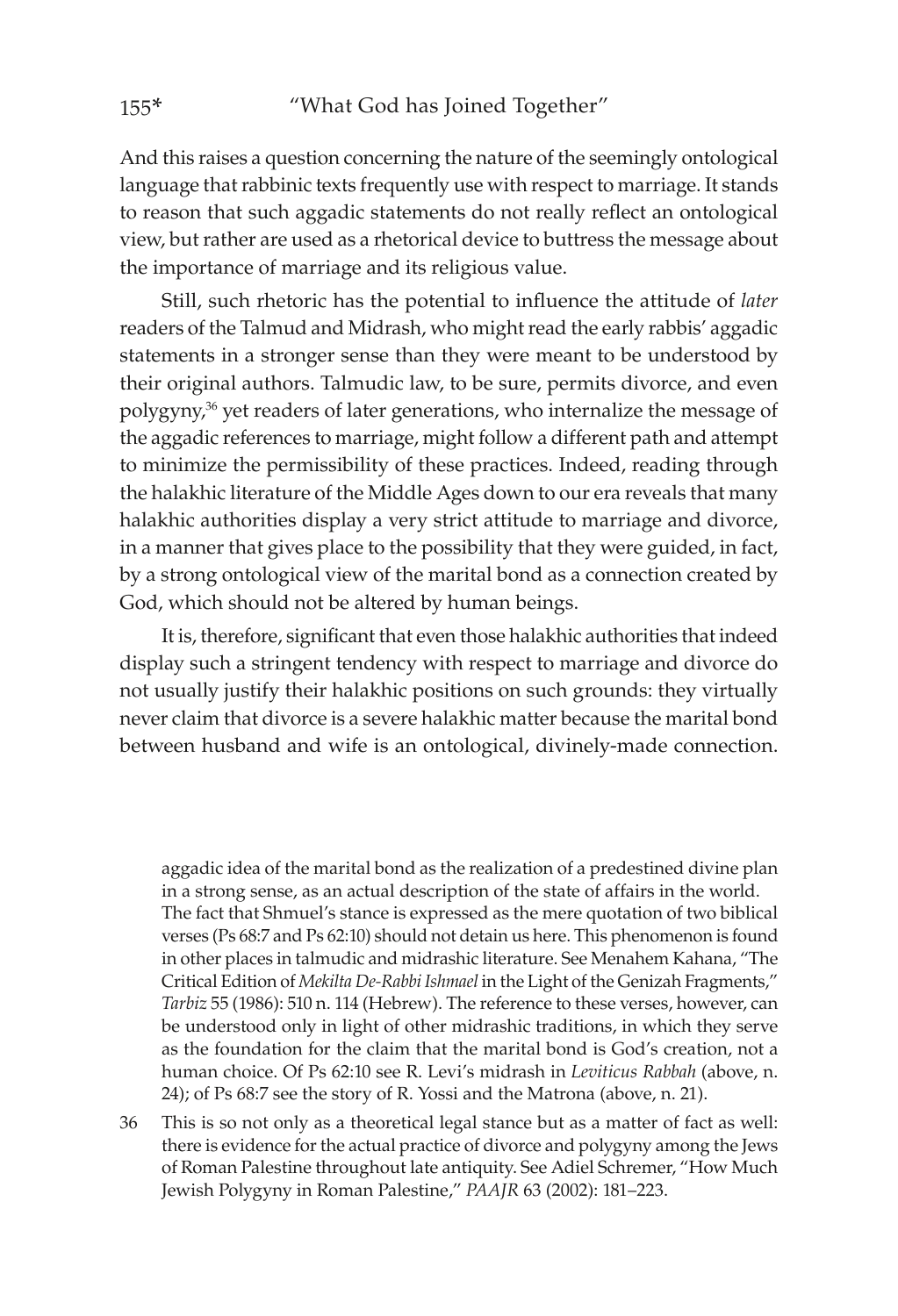And this raises a question concerning the nature of the seemingly ontological language that rabbinic texts frequently use with respect to marriage. It stands to reason that such aggadic statements do not really reflect an ontological view, but rather are used as a rhetorical device to buttress the message about the importance of marriage and its religious value.

Still, such rhetoric has the potential to influence the attitude of *later* readers of the Talmud and Midrash, who might read the early rabbis' aggadic statements in a stronger sense than they were meant to be understood by their original authors. Talmudic law, to be sure, permits divorce, and even polygyny,[36] yet readers of later generations, who internalize the message of the aggadic references to marriage, might follow a different path and attempt to minimize the permissibility of these practices. Indeed, reading through the halakhic literature of the Middle Ages down to our era reveals that many halakhic authorities display a very strict attitude to marriage and divorce, in a manner that gives place to the possibility that they were guided, in fact, by a strong ontological view of the marital bond as a connection created by God, which should not be altered by human beings.

It is, therefore, significant that even those halakhic authorities that indeed display such a stringent tendency with respect to marriage and divorce do not usually justify their halakhic positions on such grounds: they virtually never claim that divorce is a severe halakhic matter because the marital bond between husband and wife is an ontological, divinely-made connection.

aggadic idea of the marital bond as the realization of a predestined divine plan in a strong sense, as an actual description of the state of affairs in the world. The fact that Shmuel's stance is expressed as the mere quotation of two biblical verses (Ps 68:7 and Ps 62:10) should not detain us here. This phenomenon is found in other places in talmudic and midrashic literature. See Menahem Kahana, "The Critical Edition of *Mekilta De-Rabbi Ishmael* in the Light of the Genizah Fragments," *Tarbiz* 55 (1986): 510 n. 114 (Hebrew). The reference to these verses, however, can be understood only in light of other midrashic traditions, in which they serve as the foundation for the claim that the marital bond is God's creation, not a human choice. Of Ps 62:10 see R. Levi's midrash in *Leviticus Rabbah* (above, n. 24); of Ps 68:7 see the story of R. Yossi and the Matrona (above, n. 21).

36 This is so not only as a theoretical legal stance but as a matter of fact as well: there is evidence for the actual practice of divorce and polygyny among the Jews of Roman Palestine throughout late antiquity. See Adiel Schremer, "How Much Jewish Polygyny in Roman Palestine," *PAAJR* 63 (2002): 181–223.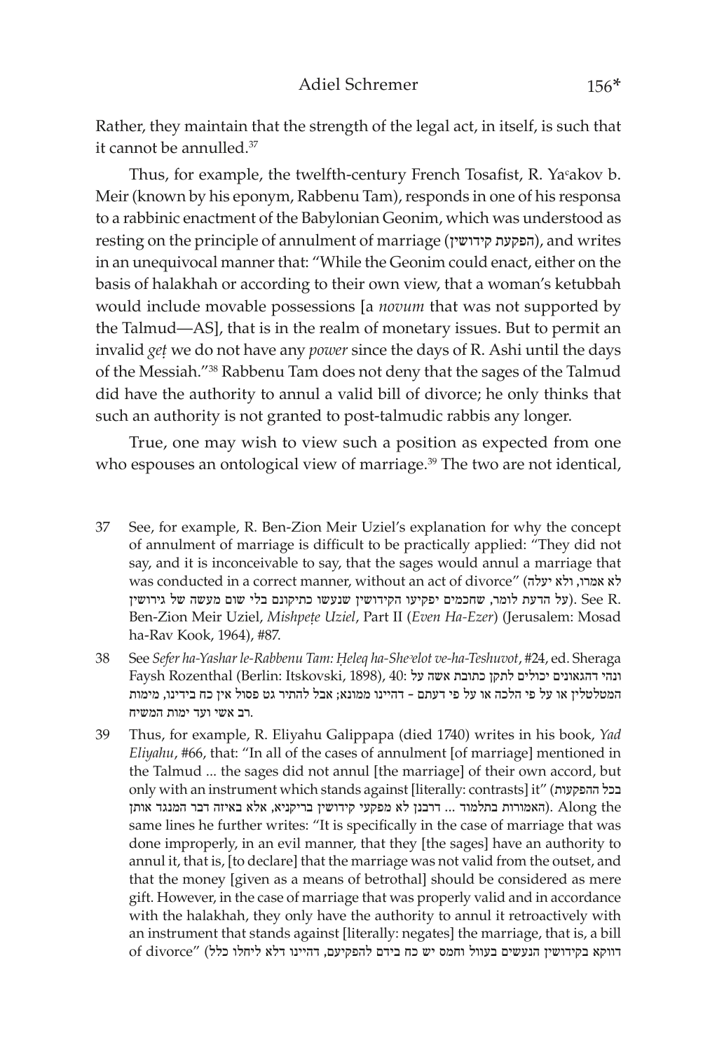Rather, they maintain that the strength of the legal act, in itself, is such that it cannot be annulled.[37]

Thus, for example, the twelfth-century French Tosafist, R. Yaʿakov b. Meir (known by his eponym, Rabbenu Tam), responds in one of his responsa to a rabbinic enactment of the Babylonian Geonim, which was understood as resting on the principle of annulment of marriage (הפקעת קידושין), and writes in an unequivocal manner that: "While the Geonim could enact, either on the basis of halakhah or according to their own view, that a woman's ketubbah would include movable possessions [a *novum* that was not supported by the Talmud—AS], that is in the realm of monetary issues. But to permit an invalid *geṭ* we do not have any *power* since the days of R. Ashi until the days of the Messiah."[38] Rabbenu Tam does not deny that the sages of the Talmud did have the authority to annul a valid bill of divorce; he only thinks that such an authority is not granted to post-talmudic rabbis any longer.

True, one may wish to view such a position as expected from one who espouses an ontological view of marriage.[39] The two are not identical,

---

37 See, for example, R. Ben-Zion Meir Uziel's explanation for why the concept of annulment of marriage is difficult to be practically applied: "They did not say, and it is inconceivable to say, that the sages would annul a marriage that was conducted in a correct manner, without an act of divorce" (לא אמרו, ולא יעלה על הדעת לומר, שחכמים יפקיעו הקידושין שנעשו כתיקונם בלי שום מעשה של גירושין). See R. Ben-Zion Meir Uziel, *Mishpeṭe Uziel*, Part II (*Even Ha-Ezer*) (Jerusalem: Mosad ha-Rav Kook, 1964), #87.

38 See *Sefer ha-Yashar le-Rabbenu Tam: Ḥeleq ha-Sheʾelot ve-ha-Teshuvot*, #24, ed. Sheraga Faysh Rozenthal (Berlin: Itskovski, 1898), 40: ונהי דהגאונים יכולים לתקן כתובת אשה על המטלטלין או על פי הלכה או על פי דעתם – דהיינו ממונא; אבל להתיר גט פסול אין כח בידינו, מימות רב אשי ועד ימות המשיח.

39 Thus, for example, R. Eliyahu Galippapa (died 1740) writes in his book, *Yad Eliyahu*, #66, that: "In all of the cases of annulment [of marriage] mentioned in the Talmud ... the sages did not annul [the marriage] of their own accord, but only with an instrument which stands against [literally: contrasts] it" (בכל ההפקעות האמורות בתלמוד ... דרבנן לא מפקעי קידושין בריקניא, אלא באיזה דבר המנגד אותן). Along the same lines he further writes: "It is specifically in the case of marriage that was done improperly, in an evil manner, that they [the sages] have an authority to annul it, that is, [to declare] that the marriage was not valid from the outset, and that the money [given as a means of betrothal] should be considered as mere gift. However, in the case of marriage that was properly valid and in accordance with the halakhah, they only have the authority to annul it retroactively with an instrument that stands against [literally: negates] the marriage, that is, a bill of divorce" (דווקא בקידושין הנעשים בעוול וחמס יש כח בידם להפקיעם, דהיינו דלא ליחלו כלל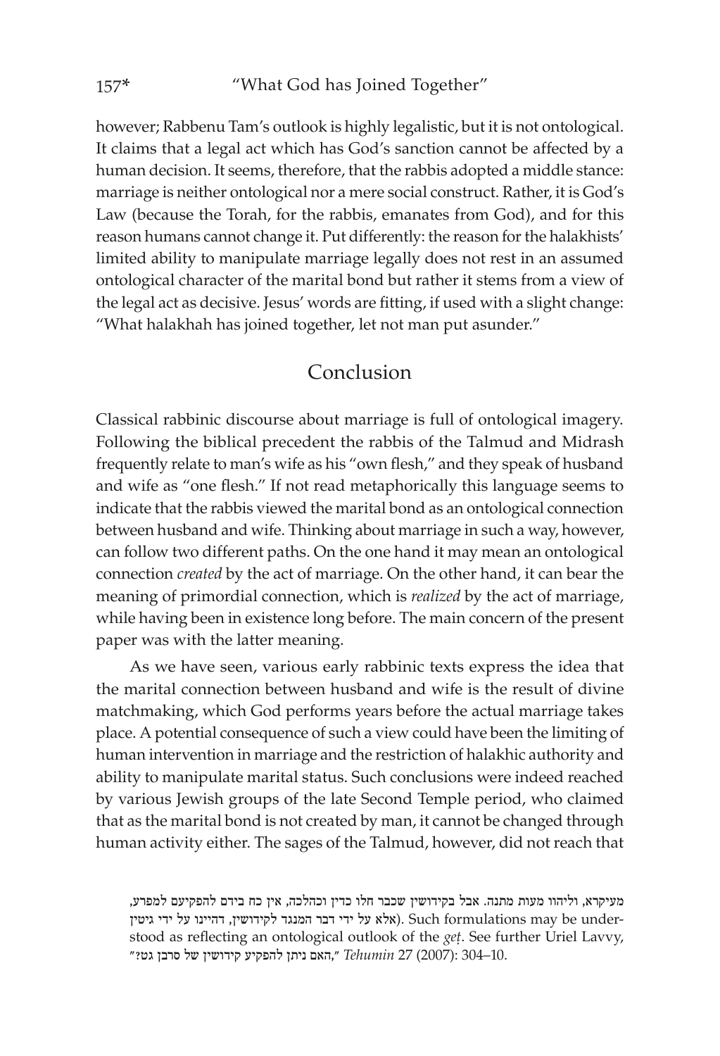however; Rabbenu Tam's outlook is highly legalistic, but it is not ontological. It claims that a legal act which has God's sanction cannot be affected by a human decision. It seems, therefore, that the rabbis adopted a middle stance: marriage is neither ontological nor a mere social construct. Rather, it is God's Law (because the Torah, for the rabbis, emanates from God), and for this reason humans cannot change it. Put differently: the reason for the halakhists' limited ability to manipulate marriage legally does not rest in an assumed ontological character of the marital bond but rather it stems from a view of the legal act as decisive. Jesus' words are fitting, if used with a slight change: "What halakhah has joined together, let not man put asunder."

## Conclusion

Classical rabbinic discourse about marriage is full of ontological imagery. Following the biblical precedent the rabbis of the Talmud and Midrash frequently relate to man's wife as his "own flesh," and they speak of husband and wife as "one flesh." If not read metaphorically this language seems to indicate that the rabbis viewed the marital bond as an ontological connection between husband and wife. Thinking about marriage in such a way, however, can follow two different paths. On the one hand it may mean an ontological connection *created* by the act of marriage. On the other hand, it can bear the meaning of primordial connection, which is *realized* by the act of marriage, while having been in existence long before. The main concern of the present paper was with the latter meaning.

As we have seen, various early rabbinic texts express the idea that the marital connection between husband and wife is the result of divine matchmaking, which God performs years before the actual marriage takes place. A potential consequence of such a view could have been the limiting of human intervention in marriage and the restriction of halakhic authority and ability to manipulate marital status. Such conclusions were indeed reached by various Jewish groups of the late Second Temple period, who claimed that as the marital bond is not created by man, it cannot be changed through human activity either. The sages of the Talmud, however, did not reach that

מעיקרא, וליהוו מעות מתנה. אבל בקידושין שכבר חלו כדין וכהלכה, אין כח בידם להפקיעם למפרע, אלא על ידי דבר המנגד לקידושין, דהיינו על ידי גיטין). Such formulations may be understood as reflecting an ontological outlook of the *geṭ*. See further Uriel Lavvy, "האם ניתן להפקיע קידושין של סרבן גט?," *Tehumin* 27 (2007): 304–10.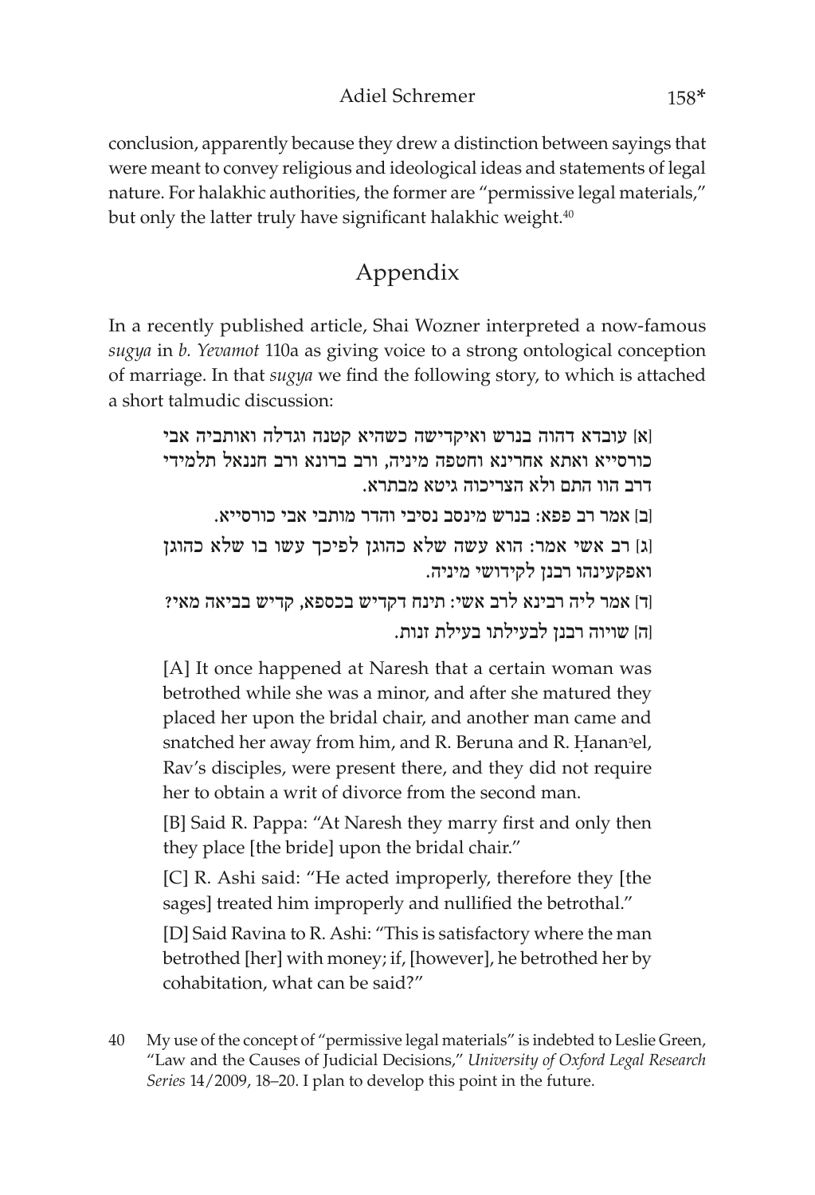conclusion, apparently because they drew a distinction between sayings that were meant to convey religious and ideological ideas and statements of legal nature. For halakhic authorities, the former are "permissive legal materials," but only the latter truly have significant halakhic weight.[40]

## Appendix

In a recently published article, Shai Wozner interpreted a now-famous *sugya* in *b. Yevamot* 110a as giving voice to a strong ontological conception of marriage. In that *sugya* we find the following story, to which is attached a short talmudic discussion:

> [א] עובדא דהוה בנרש ואיקדישה כשהיא קטנה וגדלה ואותביה אבי כורסייא ואתא אחרינא וחטפה מיניה, ורב ברונא ורב חננאל תלמידי דרב הוו התם ולא הצריכוה גיטא מבתרא.
>
> [ב] אמר רב פפא: בנרש מינסב נסיבי והדר מותבי אבי כורסייא.
>
> [ג] רב אשי אמר: הוא עשה שלא כהוגן לפיכך עשו בו שלא כהוגן ואפקעינהו רבנן לקידושי מיניה.
>
> [ד] אמר ליה רבינא לרב אשי: תינח דקדיש בכספא, קדיש בביאה מאי?
>
> [ה] שויוה רבנן לבעילתו בעילת זנות.
>
> [A] It once happened at Naresh that a certain woman was betrothed while she was a minor, and after she matured they placed her upon the bridal chair, and another man came and snatched her away from him, and R. Beruna and R. Ḥananʾel, Rav's disciples, were present there, and they did not require her to obtain a writ of divorce from the second man.
>
> [B] Said R. Pappa: "At Naresh they marry first and only then they place [the bride] upon the bridal chair."
>
> [C] R. Ashi said: "He acted improperly, therefore they [the sages] treated him improperly and nullified the betrothal."
>
> [D] Said Ravina to R. Ashi: "This is satisfactory where the man betrothed [her] with money; if, [however], he betrothed her by cohabitation, what can be said?"

40 My use of the concept of "permissive legal materials" is indebted to Leslie Green, "Law and the Causes of Judicial Decisions," *University of Oxford Legal Research Series* 14/2009, 18–20. I plan to develop this point in the future.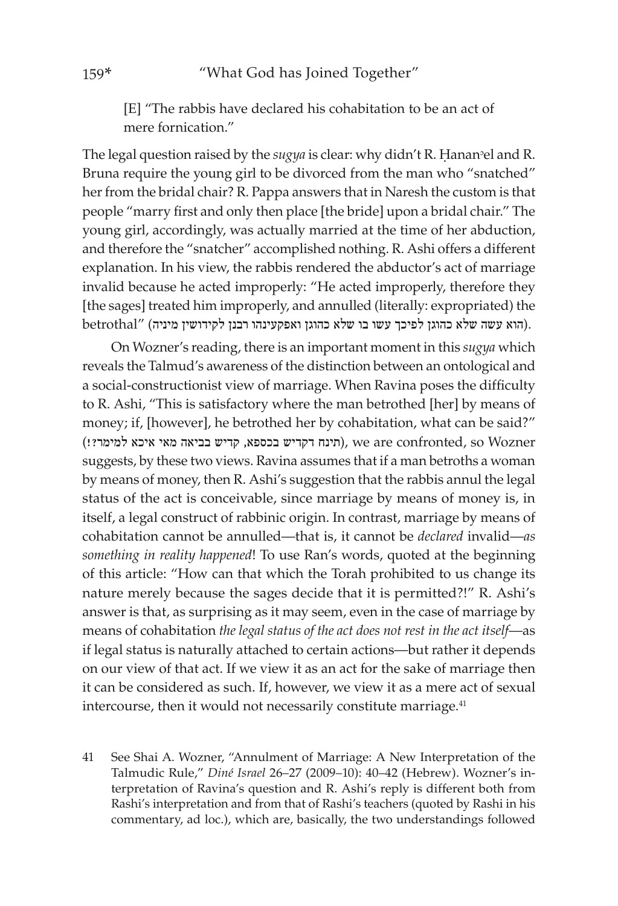[E] "The rabbis have declared his cohabitation to be an act of mere fornication."

The legal question raised by the *sugya* is clear: why didn't R. Ḥananʾel and R. Bruna require the young girl to be divorced from the man who "snatched" her from the bridal chair? R. Pappa answers that in Naresh the custom is that people "marry first and only then place [the bride] upon a bridal chair." The young girl, accordingly, was actually married at the time of her abduction, and therefore the "snatcher" accomplished nothing. R. Ashi offers a different explanation. In his view, the rabbis rendered the abductor's act of marriage invalid because he acted improperly: "He acted improperly, therefore they [the sages] treated him improperly, and annulled (literally: expropriated) the betrothal" (הוא עשה שלא כהוגן לפיכך עשו בו שלא כהוגן ואפקעינהו רבנן לקידושין מיניה).

On Wozner's reading, there is an important moment in this *sugya* which reveals the Talmud's awareness of the distinction between an ontological and a social-constructionist view of marriage. When Ravina poses the difficulty to R. Ashi, "This is satisfactory where the man betrothed [her] by means of money; if, [however], he betrothed her by cohabitation, what can be said?" (תינח דקדיש בכספא, קדיש בביאה מאי איכא למימר?!), we are confronted, so Wozner suggests, by these two views. Ravina assumes that if a man betroths a woman by means of money, then R. Ashi's suggestion that the rabbis annul the legal status of the act is conceivable, since marriage by means of money is, in itself, a legal construct of rabbinic origin. In contrast, marriage by means of cohabitation cannot be annulled—that is, it cannot be *declared* invalid—*as something in reality happened*! To use Ran's words, quoted at the beginning of this article: "How can that which the Torah prohibited to us change its nature merely because the sages decide that it is permitted?!" R. Ashi's answer is that, as surprising as it may seem, even in the case of marriage by means of cohabitation *the legal status of the act does not rest in the act itself*—as if legal status is naturally attached to certain actions—but rather it depends on our view of that act. If we view it as an act for the sake of marriage then it can be considered as such. If, however, we view it as a mere act of sexual intercourse, then it would not necessarily constitute marriage.[41]

41 See Shai A. Wozner, "Annulment of Marriage: A New Interpretation of the Talmudic Rule," *Diné Israel* 26–27 (2009–10): 40–42 (Hebrew). Wozner's interpretation of Ravina's question and R. Ashi's reply is different both from Rashi's interpretation and from that of Rashi's teachers (quoted by Rashi in his commentary, ad loc.), which are, basically, the two understandings followed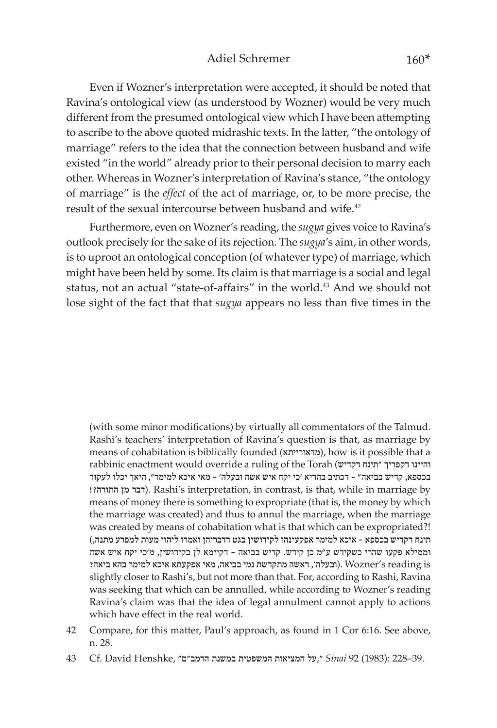Even if Wozner's interpretation were accepted, it should be noted that Ravina's ontological view (as understood by Wozner) would be very much different from the presumed ontological view which I have been attempting to ascribe to the above quoted midrashic texts. In the latter, "the ontology of marriage" refers to the idea that the connection between husband and wife existed "in the world" already prior to their personal decision to marry each other. Whereas in Wozner's interpretation of Ravina's stance, "the ontology of marriage" is the *effect* of the act of marriage, or, to be more precise, the result of the sexual intercourse between husband and wife.[42]

Furthermore, even on Wozner's reading, the *sugya* gives voice to Ravina's outlook precisely for the sake of its rejection. The *sugya*'s aim, in other words, is to uproot an ontological conception (of whatever type) of marriage, which might have been held by some. Its claim is that marriage is a social and legal status, not an actual "state-of-affairs" in the world.[43] And we should not lose sight of the fact that that *sugya* appears no less than five times in the

---

(with some minor modifications) by virtually all commentators of the Talmud. Rashi's teachers' interpretation of Ravina's question is that, as marriage by means of cohabitation is biblically founded (מדאורייתא), how is it possible that a rabbinic enactment would override a ruling of the Torah (והיינו דקפריך "תינח דקדיש בכספא, קדיש בביאה" - דכתיב בהדיא 'כי יקח איש אשה ובעלה' - מאי איכא למימר", היאך יכלו לעקור דבר מן התורה?!). Rashi's interpretation, in contrast, is that, while in marriage by means of money there is something to expropriate (that is, the money by which the marriage was created) and thus to annul the marriage, when the marriage was created by means of cohabitation what is that which can be expropriated?! (תינח דקדיש בכספא - איכא למימר אפקעינהו לקידושין בגט דדבריהן ואמרו ליהוי מעות למפרע מתנה, וממילא פקעו שהרי כשקידש ע"מ כן קידש. קדיש בביאה - דקיימא לן בקידושין, מ'כי יקח איש אשה ובעלה', דאשה מתקדשת נמי בביאה, מאי אפקעתא איכא למימר בהא ביאה?). Wozner's reading is slightly closer to Rashi's, but not more than that. For, according to Rashi, Ravina was seeking that which can be annulled, while according to Wozner's reading Ravina's claim was that the idea of legal annulment cannot apply to actions which have effect in the real world.

42 Compare, for this matter, Paul's approach, as found in 1 Cor 6:16. See above, n. 28.

43 Cf. David Henshke, "על המציאות המשפטית במשנת הרמב"ם," *Sinai* 92 (1983): 228–39.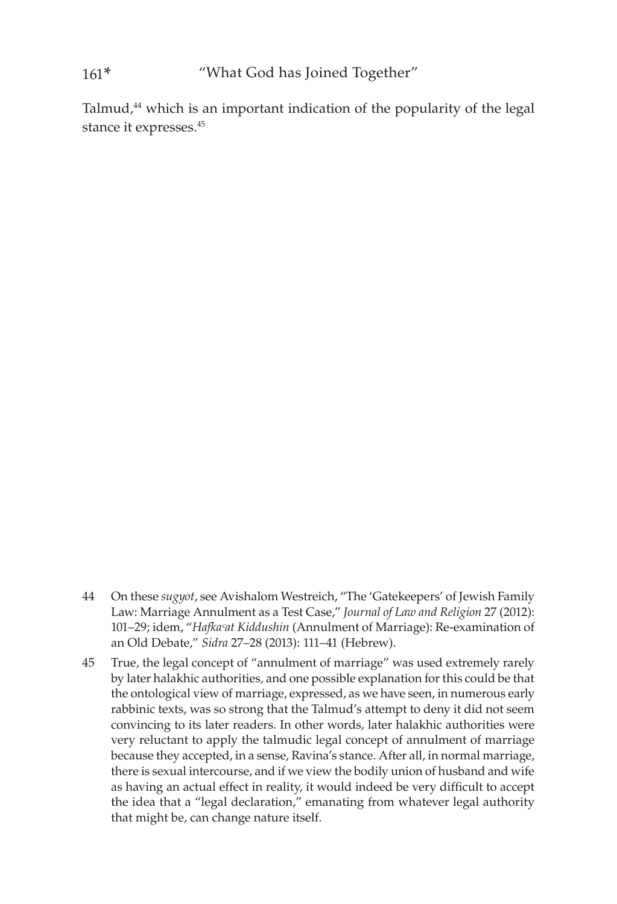Talmud,[44] which is an important indication of the popularity of the legal stance it expresses.[45]

44 On these *sugyot*, see Avishalom Westreich, "The 'Gatekeepers' of Jewish Family Law: Marriage Annulment as a Test Case," *Journal of Law and Religion* 27 (2012): 101–29; idem, "*Hafkaʿat Kiddushin* (Annulment of Marriage): Re-examination of an Old Debate," *Sidra* 27–28 (2013): 111–41 (Hebrew).

45 True, the legal concept of "annulment of marriage" was used extremely rarely by later halakhic authorities, and one possible explanation for this could be that the ontological view of marriage, expressed, as we have seen, in numerous early rabbinic texts, was so strong that the Talmud's attempt to deny it did not seem convincing to its later readers. In other words, later halakhic authorities were very reluctant to apply the talmudic legal concept of annulment of marriage because they accepted, in a sense, Ravina's stance. After all, in normal marriage, there is sexual intercourse, and if we view the bodily union of husband and wife as having an actual effect in reality, it would indeed be very difficult to accept the idea that a "legal declaration," emanating from whatever legal authority that might be, can change nature itself.